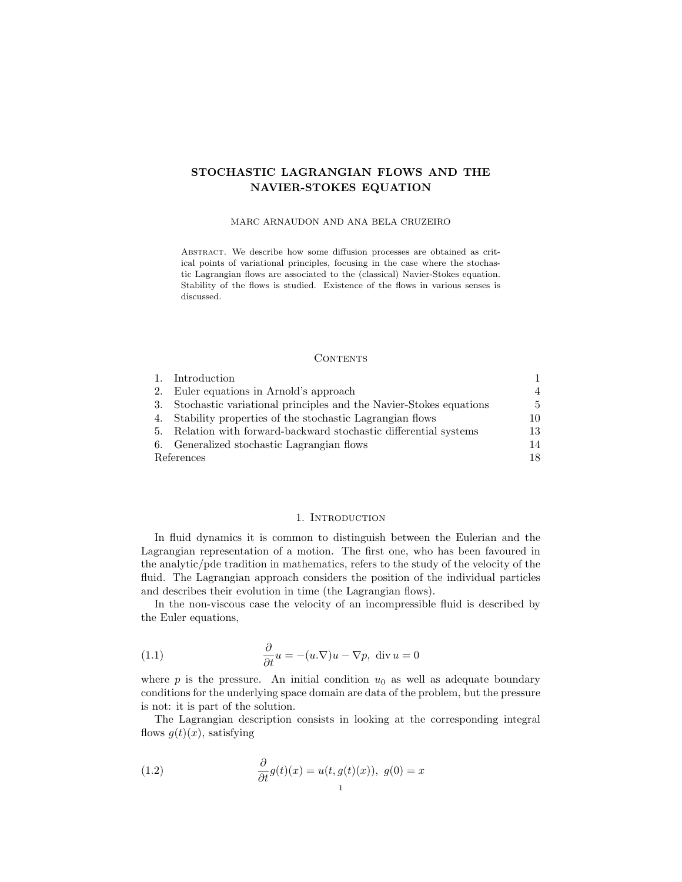# STOCHASTIC LAGRANGIAN FLOWS AND THE NAVIER-STOKES EQUATION

MARC ARNAUDON AND ANA BELA CRUZEIRO

Abstract. We describe how some diffusion processes are obtained as critical points of variational principles, focusing in the case where the stochastic Lagrangian flows are associated to the (classical) Navier-Stokes equation. Stability of the flows is studied. Existence of the flows in various senses is discussed.

## Contents

| | | |
|---|---|---|
| 1. | Introduction | 1 |
| 2. | Euler equations in Arnold's approach | 4 |
| 3. | Stochastic variational principles and the Navier-Stokes equations | 5 |
| 4. | Stability properties of the stochastic Lagrangian flows | 10 |
| 5. | Relation with forward-backward stochastic differential systems | 13 |
| 6. | Generalized stochastic Lagrangian flows | 14 |
| | References | 18 |

## 1. Introduction

In fluid dynamics it is common to distinguish between the Eulerian and the Lagrangian representation of a motion. The first one, who has been favoured in the analytic/pde tradition in mathematics, refers to the study of the velocity of the fluid. The Lagrangian approach considers the position of the individual particles and describes their evolution in time (the Lagrangian flows).

In the non-viscous case the velocity of an incompressible fluid is described by the Euler equations,

$$\frac{\partial}{\partial t}u = -(u.\nabla)u - \nabla p, \ \operatorname{div} u = 0 \tag{1.1}$$

where $p$ is the pressure. An initial condition $u_0$ as well as adequate boundary conditions for the underlying space domain are data of the problem, but the pressure is not: it is part of the solution.

The Lagrangian description consists in looking at the corresponding integral flows $g(t)(x)$, satisfying

$$\frac{\partial}{\partial t}g(t)(x) = u(t, g(t)(x)), \ g(0) = x \tag{1.2}$$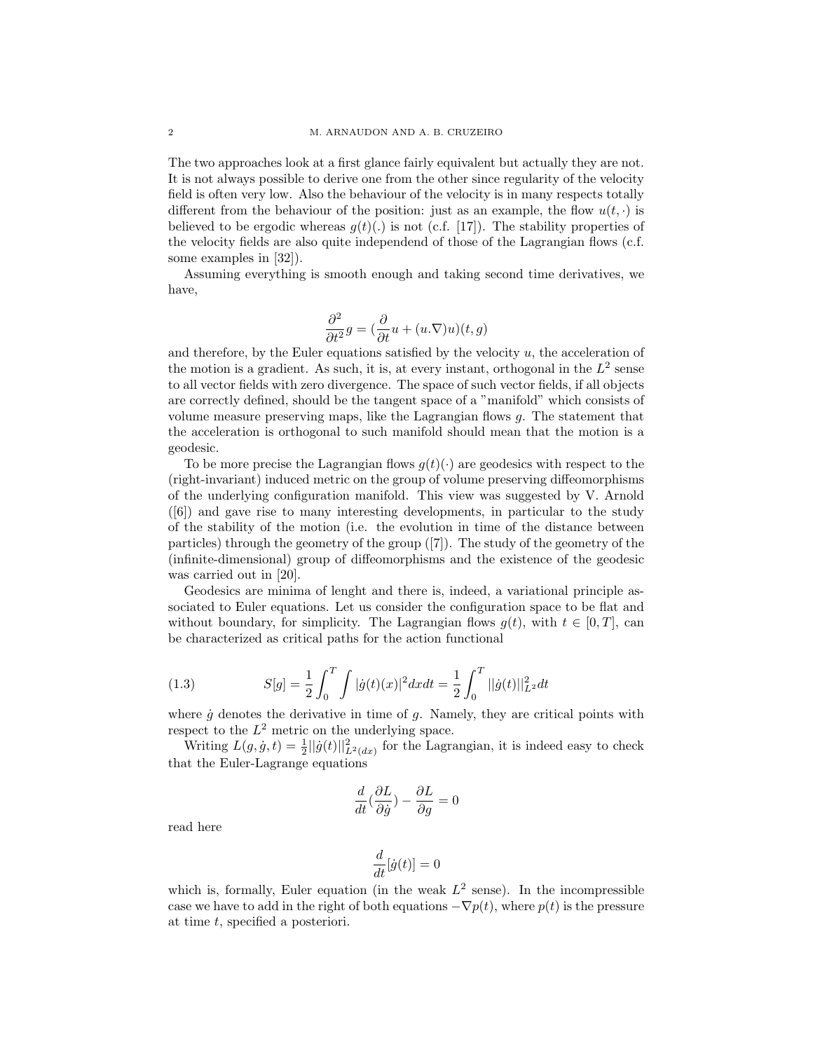The two approaches look at a first glance fairly equivalent but actually they are not. It is not always possible to derive one from the other since regularity of the velocity field is often very low. Also the behaviour of the velocity is in many respects totally different from the behaviour of the position: just as an example, the flow $u(t,\cdot)$ is believed to be ergodic whereas $g(t)(.)$ is not (c.f. [17]). The stability properties of the velocity fields are also quite independend of those of the Lagrangian flows (c.f. some examples in [32]).

Assuming everything is smooth enough and taking second time derivatives, we have,

$$\frac{\partial^2}{\partial t^2} g = (\frac{\partial}{\partial t} u + (u.\nabla) u)(t, g)$$

and therefore, by the Euler equations satisfied by the velocity $u$, the acceleration of the motion is a gradient. As such, it is, at every instant, orthogonal in the $L^2$ sense to all vector fields with zero divergence. The space of such vector fields, if all objects are correctly defined, should be the tangent space of a "manifold" which consists of volume measure preserving maps, like the Lagrangian flows $g$. The statement that the acceleration is orthogonal to such manifold should mean that the motion is a geodesic.

To be more precise the Lagrangian flows $g(t)(\cdot)$ are geodesics with respect to the (right-invariant) induced metric on the group of volume preserving diffeomorphisms of the underlying configuration manifold. This view was suggested by V. Arnold ([6]) and gave rise to many interesting developments, in particular to the study of the stability of the motion (i.e. the evolution in time of the distance between particles) through the geometry of the group ([7]). The study of the geometry of the (infinite-dimensional) group of diffeomorphisms and the existence of the geodesic was carried out in [20].

Geodesics are minima of lenght and there is, indeed, a variational principle associated to Euler equations. Let us consider the configuration space to be flat and without boundary, for simplicity. The Lagrangian flows $g(t)$, with $t \in [0,T]$, can be characterized as critical paths for the action functional

$$S[g] = \frac{1}{2}\int_0^T \int |\dot{g}(t)(x)|^2 dx dt = \frac{1}{2}\int_0^T ||\dot{g}(t)||^2_{L^2} dt \tag{1.3}$$

where $\dot{g}$ denotes the derivative in time of $g$. Namely, they are critical points with respect to the $L^2$ metric on the underlying space.

Writing $L(g, \dot{g}, t) = \frac{1}{2}||\dot{g}(t)||^2_{L^2(dx)}$ for the Lagrangian, it is indeed easy to check that the Euler-Lagrange equations

$$\frac{d}{dt}(\frac{\partial L}{\partial \dot{g}}) - \frac{\partial L}{\partial g} = 0$$

read here

$$\frac{d}{dt}[\dot{g}(t)] = 0$$

which is, formally, Euler equation (in the weak $L^2$ sense). In the incompressible case we have to add in the right of both equations $-\nabla p(t)$, where $p(t)$ is the pressure at time $t$, specified a posteriori.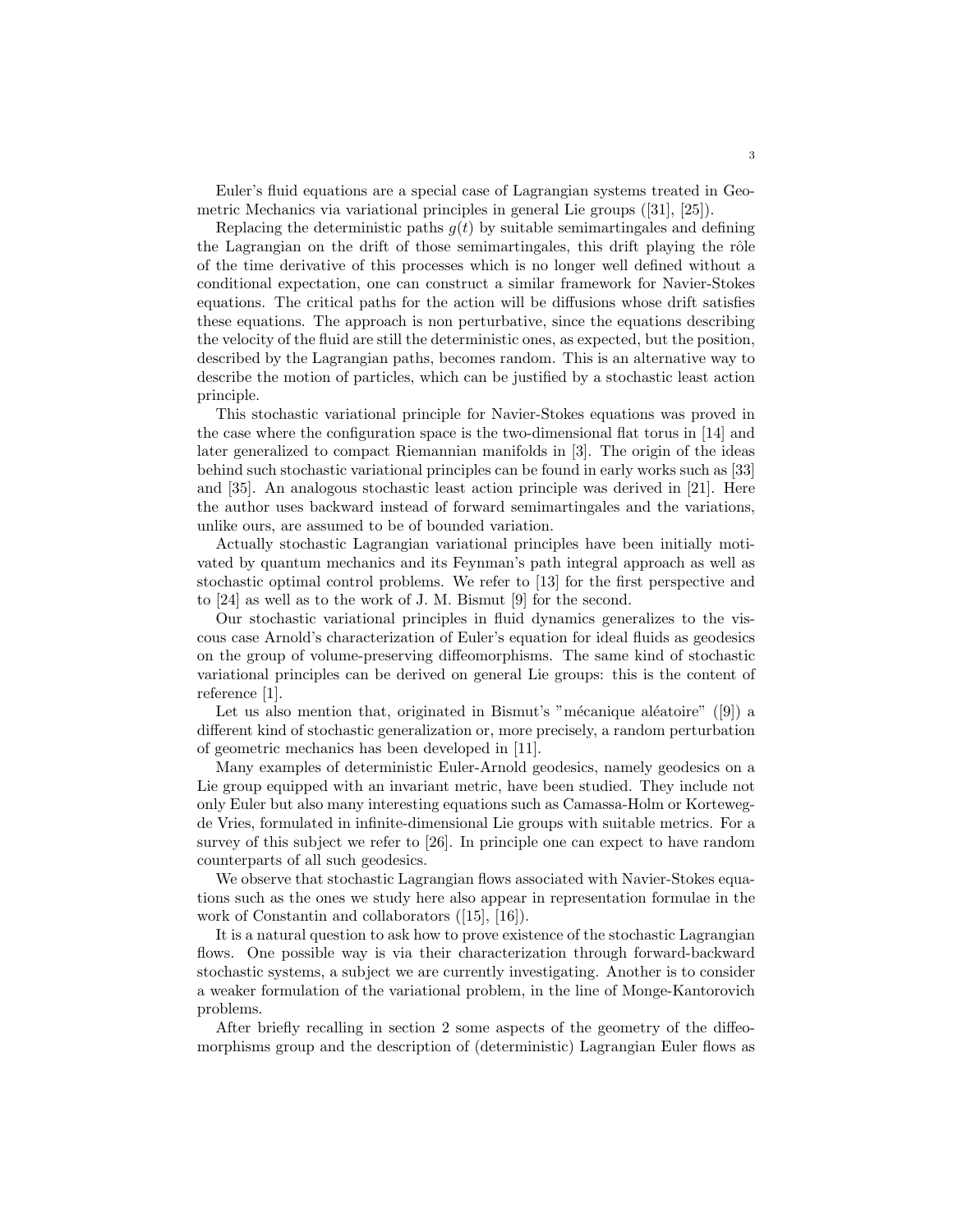Euler's fluid equations are a special case of Lagrangian systems treated in Geometric Mechanics via variational principles in general Lie groups ([31], [25]).

Replacing the deterministic paths $g(t)$ by suitable semimartingales and defining the Lagrangian on the drift of those semimartingales, this drift playing the rôle of the time derivative of this processes which is no longer well defined without a conditional expectation, one can construct a similar framework for Navier-Stokes equations. The critical paths for the action will be diffusions whose drift satisfies these equations. The approach is non perturbative, since the equations describing the velocity of the fluid are still the deterministic ones, as expected, but the position, described by the Lagrangian paths, becomes random. This is an alternative way to describe the motion of particles, which can be justified by a stochastic least action principle.

This stochastic variational principle for Navier-Stokes equations was proved in the case where the configuration space is the two-dimensional flat torus in [14] and later generalized to compact Riemannian manifolds in [3]. The origin of the ideas behind such stochastic variational principles can be found in early works such as [33] and [35]. An analogous stochastic least action principle was derived in [21]. Here the author uses backward instead of forward semimartingales and the variations, unlike ours, are assumed to be of bounded variation.

Actually stochastic Lagrangian variational principles have been initially motivated by quantum mechanics and its Feynman's path integral approach as well as stochastic optimal control problems. We refer to [13] for the first perspective and to [24] as well as to the work of J. M. Bismut [9] for the second.

Our stochastic variational principles in fluid dynamics generalizes to the viscous case Arnold's characterization of Euler's equation for ideal fluids as geodesics on the group of volume-preserving diffeomorphisms. The same kind of stochastic variational principles can be derived on general Lie groups: this is the content of reference [1].

Let us also mention that, originated in Bismut's "mécanique aléatoire" ([9]) a different kind of stochastic generalization or, more precisely, a random perturbation of geometric mechanics has been developed in [11].

Many examples of deterministic Euler-Arnold geodesics, namely geodesics on a Lie group equipped with an invariant metric, have been studied. They include not only Euler but also many interesting equations such as Camassa-Holm or Korteweg-de Vries, formulated in infinite-dimensional Lie groups with suitable metrics. For a survey of this subject we refer to [26]. In principle one can expect to have random counterparts of all such geodesics.

We observe that stochastic Lagrangian flows associated with Navier-Stokes equations such as the ones we study here also appear in representation formulae in the work of Constantin and collaborators ([15], [16]).

It is a natural question to ask how to prove existence of the stochastic Lagrangian flows. One possible way is via their characterization through forward-backward stochastic systems, a subject we are currently investigating. Another is to consider a weaker formulation of the variational problem, in the line of Monge-Kantorovich problems.

After briefly recalling in section 2 some aspects of the geometry of the diffeomorphisms group and the description of (deterministic) Lagrangian Euler flows as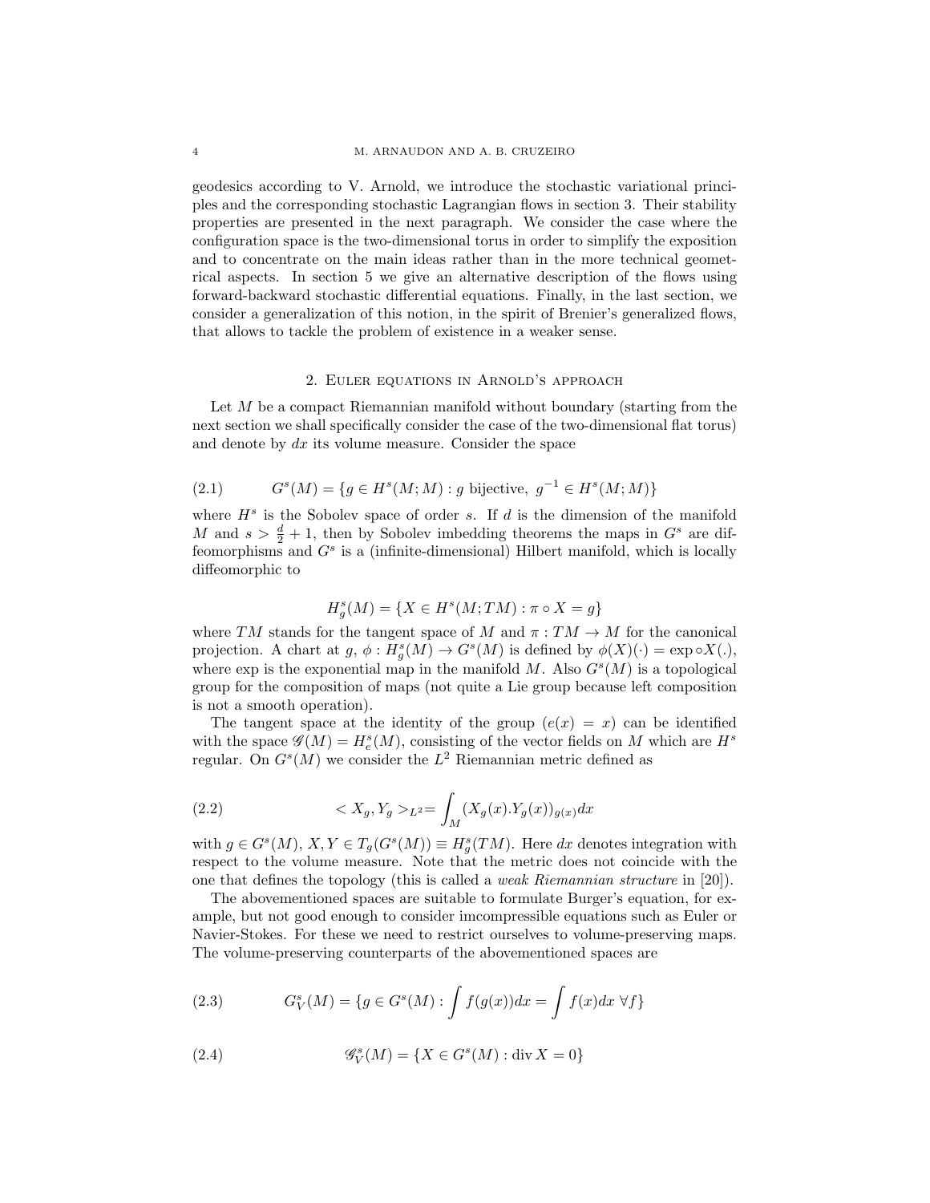geodesics according to V. Arnold, we introduce the stochastic variational principles and the corresponding stochastic Lagrangian flows in section 3. Their stability properties are presented in the next paragraph. We consider the case where the configuration space is the two-dimensional torus in order to simplify the exposition and to concentrate on the main ideas rather than in the more technical geometrical aspects. In section 5 we give an alternative description of the flows using forward-backward stochastic differential equations. Finally, in the last section, we consider a generalization of this notion, in the spirit of Brenier's generalized flows, that allows to tackle the problem of existence in a weaker sense.

## 2. Euler equations in Arnold's approach

Let $M$ be a compact Riemannian manifold without boundary (starting from the next section we shall specifically consider the case of the two-dimensional flat torus) and denote by $dx$ its volume measure. Consider the space

$$G^s(M) = \{g \in H^s(M;M) : g \text{ bijective, } g^{-1} \in H^s(M;M)\} \tag{2.1}$$

where $H^s$ is the Sobolev space of order $s$. If $d$ is the dimension of the manifold $M$ and $s > \frac{d}{2} + 1$, then by Sobolev imbedding theorems the maps in $G^s$ are diffeomorphisms and $G^s$ is a (infinite-dimensional) Hilbert manifold, which is locally diffeomorphic to

$$H^s_g(M) = \{X \in H^s(M;TM) : \pi \circ X = g\}$$

where $TM$ stands for the tangent space of $M$ and $\pi : TM \to M$ for the canonical projection. A chart at $g$, $\phi : H^s_g(M) \to G^s(M)$ is defined by $\phi(X)(\cdot) = \exp \circ X(.)$, where exp is the exponential map in the manifold $M$. Also $G^s(M)$ is a topological group for the composition of maps (not quite a Lie group because left composition is not a smooth operation).

The tangent space at the identity of the group ($e(x) = x$) can be identified with the space $\mathscr{G}(M) = H^s_e(M)$, consisting of the vector fields on $M$ which are $H^s$ regular. On $G^s(M)$ we consider the $L^2$ Riemannian metric defined as

$$< X_g, Y_g >_{L^2} = \int_M (X_g(x).Y_g(x))_{g(x)} dx \tag{2.2}$$

with $g \in G^s(M)$, $X, Y \in T_g(G^s(M)) \equiv H^s_g(TM)$. Here $dx$ denotes integration with respect to the volume measure. Note that the metric does not coincide with the one that defines the topology (this is called a *weak Riemannian structure* in [20]).

The abovementioned spaces are suitable to formulate Burger's equation, for example, but not good enough to consider imcompressible equations such as Euler or Navier-Stokes. For these we need to restrict ourselves to volume-preserving maps. The volume-preserving counterparts of the abovementioned spaces are

$$G^s_V(M) = \{g \in G^s(M) : \int f(g(x))dx = \int f(x)dx \ \forall f\} \tag{2.3}$$

$$\mathscr{G}^s_V(M) = \{X \in G^s(M) : \operatorname{div} X = 0\} \tag{2.4}$$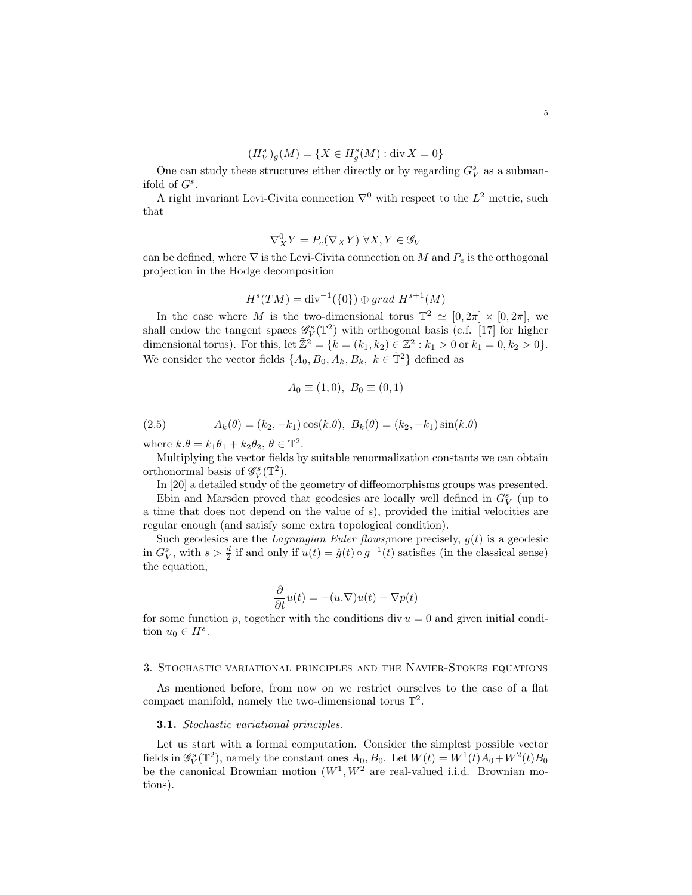$$(H^s_V)_g(M) = \{X \in H^s_g(M) : \operatorname{div} X = 0\}$$

One can study these structures either directly or by regarding $G^s_V$ as a submanifold of $G^s$.

A right invariant Levi-Civita connection $\nabla^0$ with respect to the $L^2$ metric, such that

$$\nabla^0_X Y = P_e(\nabla_X Y) \ \forall X, Y \in \mathscr{G}_V$$

can be defined, where $\nabla$ is the Levi-Civita connection on $M$ and $P_e$ is the orthogonal projection in the Hodge decomposition

$$H^s(TM) = \operatorname{div}^{-1}(\{0\}) \oplus grad\ H^{s+1}(M)$$

In the case where $M$ is the two-dimensional torus $\mathbb{T}^2 \simeq [0, 2\pi] \times [0, 2\pi]$, we shall endow the tangent spaces $\mathscr{G}^s_V(\mathbb{T}^2)$ with orthogonal basis (c.f. [17] for higher dimensional torus). For this, let $\tilde{\mathbb{Z}}^2 = \{k = (k_1, k_2) \in \mathbb{Z}^2 : k_1 > 0 \text{ or } k_1 = 0, k_2 > 0\}$. We consider the vector fields $\{A_0, B_0, A_k, B_k,\ k \in \tilde{\mathbb{T}}^2\}$ defined as

$$A_0 \equiv (1, 0),\ B_0 \equiv (0, 1)$$

$$A_k(\theta) = (k_2, -k_1)\cos(k.\theta),\ B_k(\theta) = (k_2, -k_1)\sin(k.\theta) \tag{2.5}$$

where $k.\theta = k_1\theta_1 + k_2\theta_2$, $\theta \in \mathbb{T}^2$.

Multiplying the vector fields by suitable renormalization constants we can obtain orthonormal basis of $\mathscr{G}^s_V(\mathbb{T}^2)$.

In [20] a detailed study of the geometry of diffeomorphisms groups was presented.

Ebin and Marsden proved that geodesics are locally well defined in $G^s_V$ (up to a time that does not depend on the value of $s$), provided the initial velocities are regular enough (and satisfy some extra topological condition).

Such geodesics are the *Lagrangian Euler flows*;more precisely, $g(t)$ is a geodesic in $G^s_V$, with $s > \frac{d}{2}$ if and only if $u(t) = \dot{g}(t) \circ g^{-1}(t)$ satisfies (in the classical sense) the equation,

$$\frac{\partial}{\partial t} u(t) = -(u.\nabla)u(t) - \nabla p(t)$$

for some function $p$, together with the conditions $\operatorname{div} u = 0$ and given initial condition $u_0 \in H^s$.

## 3. Stochastic variational principles and the Navier-Stokes equations

As mentioned before, from now on we restrict ourselves to the case of a flat compact manifold, namely the two-dimensional torus $\mathbb{T}^2$.

### 3.1. *Stochastic variational principles.*

Let us start with a formal computation. Consider the simplest possible vector fields in $\mathscr{G}^s_V(\mathbb{T}^2)$, namely the constant ones $A_0, B_0$. Let $W(t) = W^1(t)A_0 + W^2(t)B_0$ be the canonical Brownian motion ($W^1, W^2$ are real-valued i.i.d. Brownian motions).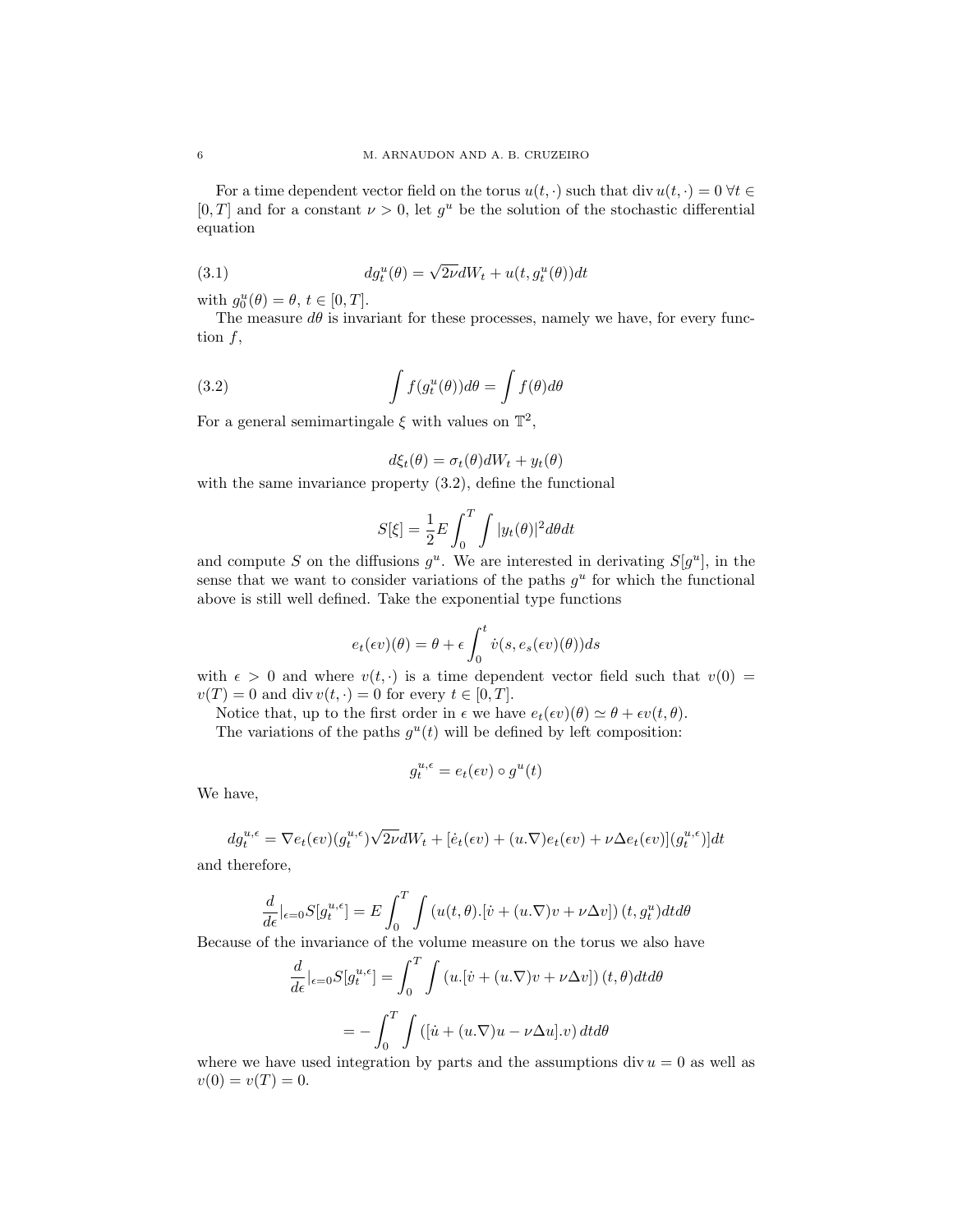For a time dependent vector field on the torus $u(t, \cdot)$ such that $\operatorname{div} u(t, \cdot) = 0 \ \forall t \in [0, T]$ and for a constant $\nu > 0$, let $g^u$ be the solution of the stochastic differential equation

$$dg_t^u(\theta) = \sqrt{2\nu} dW_t + u(t, g_t^u(\theta)) dt \tag{3.1}$$

with $g_0^u(\theta) = \theta$, $t \in [0, T]$.

The measure $d\theta$ is invariant for these processes, namely we have, for every function $f$,

$$\int f(g_t^u(\theta)) d\theta = \int f(\theta) d\theta \tag{3.2}$$

For a general semimartingale $\xi$ with values on $\mathbb{T}^2$,

$$d\xi_t(\theta) = \sigma_t(\theta) dW_t + y_t(\theta)$$

with the same invariance property (3.2), define the functional

$$S[\xi] = \frac{1}{2} E \int_0^T \int |y_t(\theta)|^2 d\theta dt$$

and compute $S$ on the diffusions $g^u$. We are interested in derivating $S[g^u]$, in the sense that we want to consider variations of the paths $g^u$ for which the functional above is still well defined. Take the exponential type functions

$$e_t(\epsilon v)(\theta) = \theta + \epsilon \int_0^t \dot{v}(s, e_s(\epsilon v)(\theta)) ds$$

with $\epsilon > 0$ and where $v(t, \cdot)$ is a time dependent vector field such that $v(0) = v(T) = 0$ and $\operatorname{div} v(t, \cdot) = 0$ for every $t \in [0, T]$.

Notice that, up to the first order in $\epsilon$ we have $e_t(\epsilon v)(\theta) \simeq \theta + \epsilon v(t, \theta)$.

The variations of the paths $g^u(t)$ will be defined by left composition:

$$g_t^{u,\epsilon} = e_t(\epsilon v) \circ g^u(t)$$

We have,

$$dg_t^{u,\epsilon} = \nabla e_t(\epsilon v)(g_t^{u,\epsilon}) \sqrt{2\nu} dW_t + [\dot{e}_t(\epsilon v) + (u.\nabla) e_t(\epsilon v) + \nu \Delta e_t(\epsilon v)](g_t^{u,\epsilon})] dt$$

and therefore,

$$\frac{d}{d\epsilon}|_{\epsilon=0} S[g_t^{u,\epsilon}] = E \int_0^T \int (u(t,\theta).[\dot{v} + (u.\nabla)v + \nu \Delta v]) (t, g_t^u) dt d\theta$$

Because of the invariance of the volume measure on the torus we also have

$$\frac{d}{d\epsilon}|_{\epsilon=0} S[g_t^{u,\epsilon}] = \int_0^T \int (u.[\dot{v} + (u.\nabla)v + \nu \Delta v]) (t,\theta) dt d\theta$$

$$= - \int_0^T \int ([\dot{u} + (u.\nabla)u - \nu \Delta u].v) \, dt d\theta$$

where we have used integration by parts and the assumptions $\operatorname{div} u = 0$ as well as $v(0) = v(T) = 0$.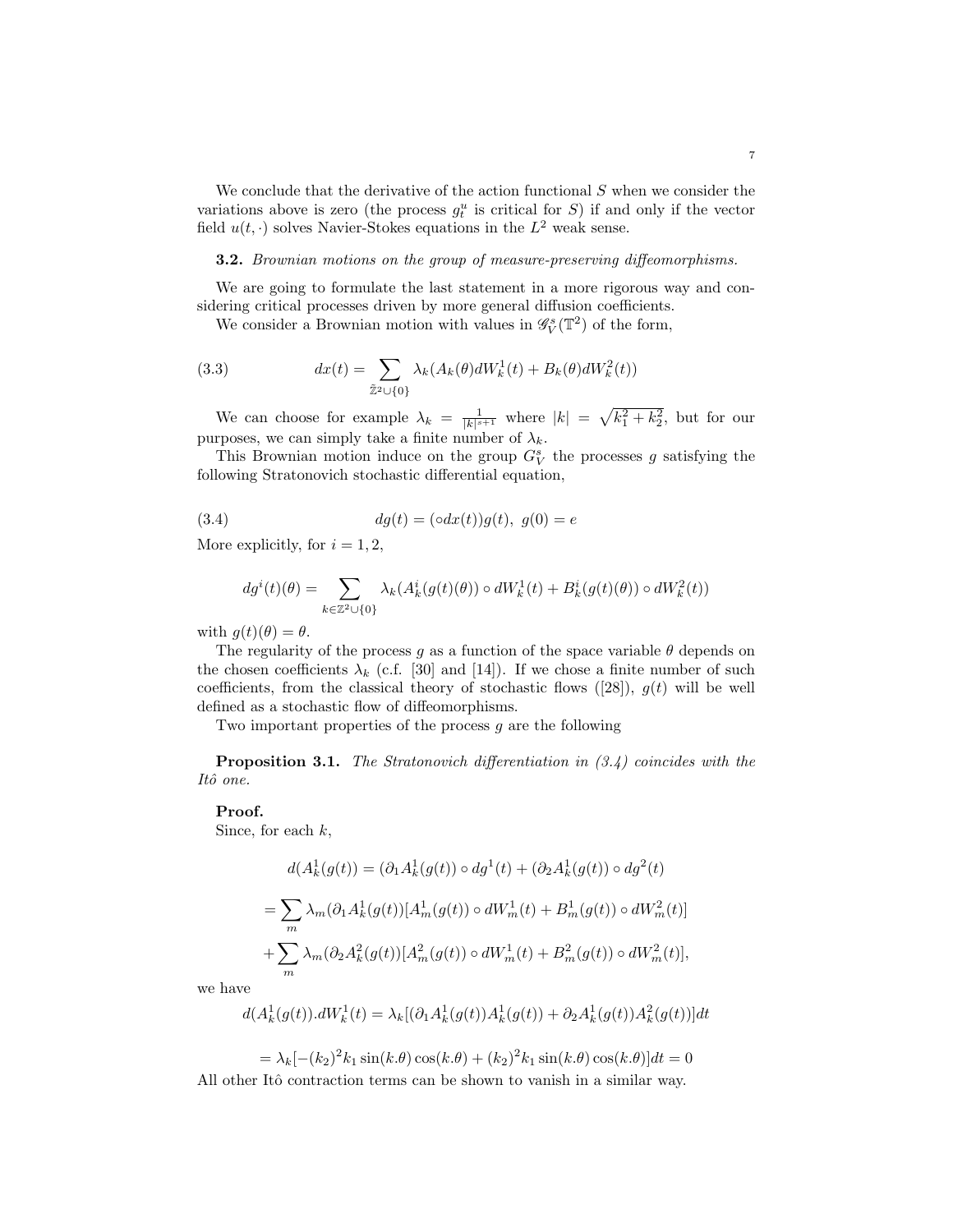We conclude that the derivative of the action functional $S$ when we consider the variations above is zero (the process $g_t^u$ is critical for $S$) if and only if the vector field $u(t,\cdot)$ solves Navier-Stokes equations in the $L^2$ weak sense.

**3.2.** *Brownian motions on the group of measure-preserving diffeomorphisms.*

We are going to formulate the last statement in a more rigorous way and considering critical processes driven by more general diffusion coefficients.

We consider a Brownian motion with values in $\mathscr{G}_V^s(\mathbb{T}^2)$ of the form,

$$dx(t) = \sum_{\tilde{\mathbb{Z}}^2 \cup \{0\}} \lambda_k (A_k(\theta) dW_k^1(t) + B_k(\theta) dW_k^2(t)) \tag{3.3}$$

We can choose for example $\lambda_k = \frac{1}{|k|^{s+1}}$ where $|k| = \sqrt{k_1^2 + k_2^2}$, but for our purposes, we can simply take a finite number of $\lambda_k$.

This Brownian motion induce on the group $G_V^s$ the processes $g$ satisfying the following Stratonovich stochastic differential equation,

$$dg(t) = (\circ dx(t)) g(t), \;\; g(0) = e \tag{3.4}$$

More explicitly, for $i = 1, 2$,

$$dg^i(t)(\theta) = \sum_{k \in \mathbb{Z}^2 \cup \{0\}} \lambda_k (A_k^i(g(t)(\theta)) \circ dW_k^1(t) + B_k^i(g(t)(\theta)) \circ dW_k^2(t))$$

with $g(t)(\theta) = \theta$.

The regularity of the process $g$ as a function of the space variable $\theta$ depends on the chosen coefficients $\lambda_k$ (c.f. [30] and [14]). If we chose a finite number of such coefficients, from the classical theory of stochastic flows ([28]), $g(t)$ will be well defined as a stochastic flow of diffeomorphisms.

Two important properties of the process $g$ are the following

**Proposition 3.1.** *The Stratonovich differentiation in (3.4) coincides with the Itô one.*

**Proof.**

Since, for each $k$,

$$d(A_k^1(g(t)) = (\partial_1 A_k^1(g(t)) \circ dg^1(t) + (\partial_2 A_k^1(g(t)) \circ dg^2(t)$$

$$= \sum_m \lambda_m (\partial_1 A_k^1(g(t)) [A_m^1(g(t)) \circ dW_m^1(t) + B_m^1(g(t)) \circ dW_m^2(t)]$$

$$+ \sum_m \lambda_m (\partial_2 A_k^2(g(t)) [A_m^2(g(t)) \circ dW_m^1(t) + B_m^2(g(t)) \circ dW_m^2(t)],$$

we have

$$d(A_k^1(g(t)).dW_k^1(t) = \lambda_k [(\partial_1 A_k^1(g(t)) A_k^1(g(t)) + \partial_2 A_k^1(g(t)) A_k^2(g(t))] dt$$

$$= \lambda_k [-(k_2)^2 k_1 \sin(k.\theta) \cos(k.\theta) + (k_2)^2 k_1 \sin(k.\theta) \cos(k.\theta)] dt = 0$$

All other Itô contraction terms can be shown to vanish in a similar way.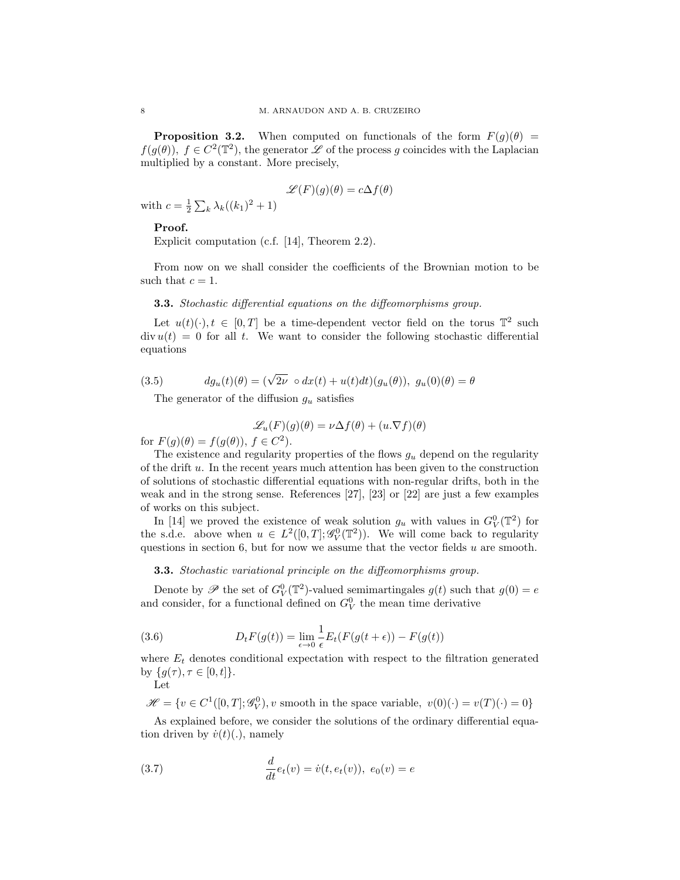**Proposition 3.2.** When computed on functionals of the form $F(g)(\theta) = f(g(\theta)),\ f \in C^2(\mathbb{T}^2)$, the generator $\mathscr{L}$ of the process $g$ coincides with the Laplacian multiplied by a constant. More precisely,

$$\mathscr{L}(F)(g)(\theta) = c\Delta f(\theta)$$

with $c = \frac{1}{2}\sum_k \lambda_k((k_1)^2 + 1)$

**Proof.**
Explicit computation (c.f. [14], Theorem 2.2).

From now on we shall consider the coefficients of the Brownian motion to be such that $c = 1$.

**3.3.** *Stochastic differential equations on the diffeomorphisms group.*

Let $u(t)(\cdot), t \in [0,T]$ be a time-dependent vector field on the torus $\mathbb{T}^2$ such $\operatorname{div} u(t) = 0$ for all $t$. We want to consider the following stochastic differential equations

$$dg_u(t)(\theta) = (\sqrt{2\nu}\ \circ dx(t) + u(t)dt)(g_u(\theta)),\ g_u(0)(\theta) = \theta \tag{3.5}$$

The generator of the diffusion $g_u$ satisfies

$$\mathscr{L}_u(F)(g)(\theta) = \nu\Delta f(\theta) + (u.\nabla f)(\theta)$$

for $F(g)(\theta) = f(g(\theta)),\ f \in C^2)$.

The existence and regularity properties of the flows $g_u$ depend on the regularity of the drift $u$. In the recent years much attention has been given to the construction of solutions of stochastic differential equations with non-regular drifts, both in the weak and in the strong sense. References [27], [23] or [22] are just a few examples of works on this subject.

In [14] we proved the existence of weak solution $g_u$ with values in $G_V^0(\mathbb{T}^2)$ for the s.d.e. above when $u \in L^2([0,T];\mathscr{G}_V^0(\mathbb{T}^2))$. We will come back to regularity questions in section 6, but for now we assume that the vector fields $u$ are smooth.

**3.3.** *Stochastic variational principle on the diffeomorphisms group.*

Denote by $\mathscr{P}$ the set of $G_V^0(\mathbb{T}^2)$-valued semimartingales $g(t)$ such that $g(0) = e$ and consider, for a functional defined on $G_V^0$ the mean time derivative

$$D_t F(g(t)) = \lim_{\epsilon \to 0} \frac{1}{\epsilon} E_t(F(g(t+\epsilon)) - F(g(t)) \tag{3.6}$$

where $E_t$ denotes conditional expectation with respect to the filtration generated by $\{g(\tau), \tau \in [0,t]\}$.

Let

$$\mathscr{H} = \{v \in C^1([0,T];\mathscr{G}_V^0), v \text{ smooth in the space variable},\ v(0)(\cdot) = v(T)(\cdot) = 0\}$$

As explained before, we consider the solutions of the ordinary differential equation driven by $\dot{v}(t)(.)$, namely

$$\frac{d}{dt}e_t(v) = \dot{v}(t, e_t(v)),\ e_0(v) = e \tag{3.7}$$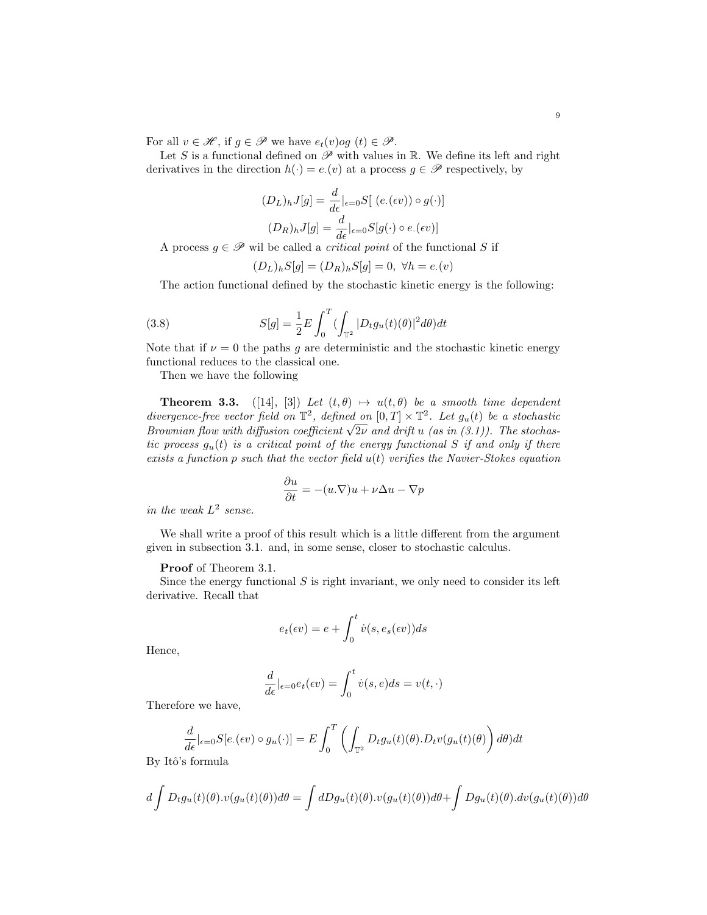For all $v \in \mathscr{H}$, if $g \in \mathscr{P}$ we have $e_t(v)og\ (t) \in \mathscr{P}$.

Let $S$ is a functional defined on $\mathscr{P}$ with values in $\mathbb{R}$. We define its left and right derivatives in the direction $h(\cdot) = e_\cdot(v)$ at a process $g \in \mathscr{P}$ respectively, by

$$(D_L)_h J[g] = \frac{d}{d\epsilon}|_{\epsilon=0} S[\ (e_\cdot(\epsilon v)) \circ g(\cdot)]$$

$$(D_R)_h J[g] = \frac{d}{d\epsilon}|_{\epsilon=0} S[g(\cdot) \circ e_\cdot(\epsilon v)]$$

A process $g \in \mathscr{P}$ wil be called a *critical point* of the functional $S$ if

$$(D_L)_h S[g] = (D_R)_h S[g] = 0,\ \forall h = e_\cdot(v)$$

The action functional defined by the stochastic kinetic energy is the following:

$$S[g] = \frac{1}{2} E \int_0^T (\int_{\mathbb{T}^2} |D_t g_u(t)(\theta)|^2 d\theta) dt \tag{3.8}$$

Note that if $\nu = 0$ the paths $g$ are deterministic and the stochastic kinetic energy functional reduces to the classical one.

Then we have the following

**Theorem 3.3.** ([14], [3]) *Let $(t, \theta) \mapsto u(t, \theta)$ be a smooth time dependent divergence-free vector field on $\mathbb{T}^2$, defined on $[0, T] \times \mathbb{T}^2$. Let $g_u(t)$ be a stochastic Brownian flow with diffusion coefficient $\sqrt{2\nu}$ and drift $u$ (as in (3.1)). The stochastic process $g_u(t)$ is a critical point of the energy functional $S$ if and only if there exists a function $p$ such that the vector field $u(t)$ verifies the Navier-Stokes equation*

$$\frac{\partial u}{\partial t} = -(u.\nabla)u + \nu \Delta u - \nabla p$$

*in the weak $L^2$ sense.*

We shall write a proof of this result which is a little different from the argument given in subsection 3.1. and, in some sense, closer to stochastic calculus.

**Proof** of Theorem 3.1.

Since the energy functional $S$ is right invariant, we only need to consider its left derivative. Recall that

$$e_t(\epsilon v) = e + \int_0^t \dot{v}(s, e_s(\epsilon v)) ds$$

Hence,

$$\frac{d}{d\epsilon}|_{\epsilon=0} e_t(\epsilon v) = \int_0^t \dot{v}(s, e) ds = v(t, \cdot)$$

Therefore we have,

$$\frac{d}{d\epsilon}|_{\epsilon=0} S[e_\cdot(\epsilon v) \circ g_u(\cdot)] = E \int_0^T \left( \int_{\mathbb{T}^2} D_t g_u(t)(\theta).D_t v(g_u(t)(\theta) \right) d\theta) dt$$

By Itô's formula

$$d \int D_t g_u(t)(\theta).v(g_u(t)(\theta)) d\theta = \int dD g_u(t)(\theta).v(g_u(t)(\theta)) d\theta + \int D g_u(t)(\theta).dv(g_u(t)(\theta)) d\theta$$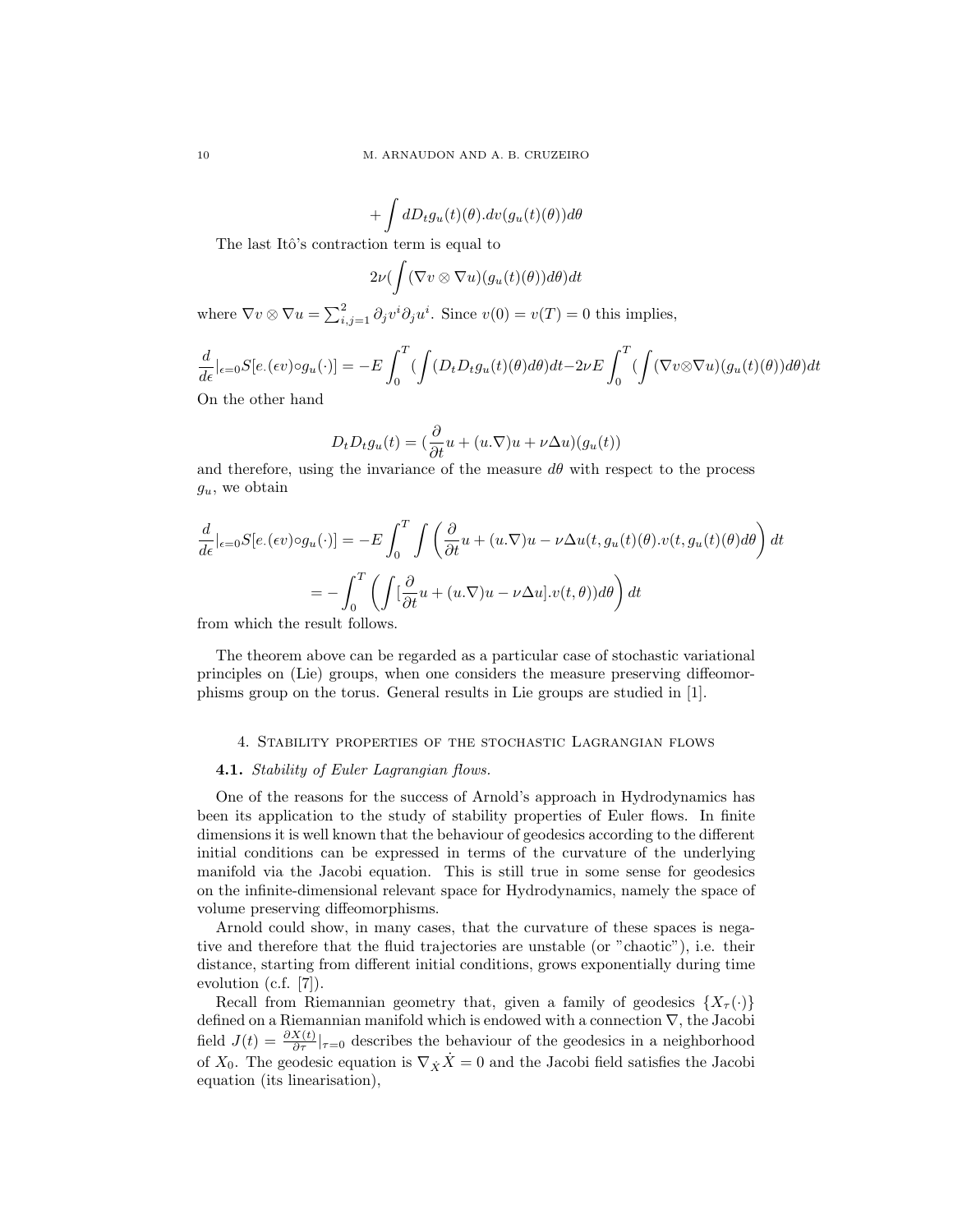$$
+\int dD_t g_u(t)(\theta).dv(g_u(t)(\theta))d\theta
$$

The last Itô's contraction term is equal to

$$
2\nu(\int (\nabla v \otimes \nabla u)(g_u(t)(\theta))d\theta)dt
$$

where $\nabla v \otimes \nabla u = \sum_{i,j=1}^{2} \partial_j v^i \partial_j u^i$. Since $v(0) = v(T) = 0$ this implies,

$$
\frac{d}{d\epsilon}|_{\epsilon=0} S[e.(\epsilon v)\circ g_u(\cdot)] = -E\int_0^T (\int (D_t D_t g_u(t)(\theta)d\theta)dt - 2\nu E\int_0^T (\int (\nabla v \otimes \nabla u)(g_u(t)(\theta))d\theta)dt
$$

On the other hand

$$
D_t D_t g_u(t) = (\frac{\partial}{\partial t}u + (u.\nabla)u + \nu\Delta u)(g_u(t))
$$

and therefore, using the invariance of the measure $d\theta$ with respect to the process $g_u$, we obtain

$$
\frac{d}{d\epsilon}|_{\epsilon=0} S[e.(\epsilon v)\circ g_u(\cdot)] = -E\int_0^T \int \left(\frac{\partial}{\partial t}u + (u.\nabla)u - \nu\Delta u(t, g_u(t)(\theta).v(t, g_u(t)(\theta)d\theta\right) dt
$$

$$
= -\int_0^T \left(\int [\frac{\partial}{\partial t}u + (u.\nabla)u - \nu\Delta u].v(t,\theta))d\theta\right) dt
$$

from which the result follows.

The theorem above can be regarded as a particular case of stochastic variational principles on (Lie) groups, when one considers the measure preserving diffeomorphisms group on the torus. General results in Lie groups are studied in [1].

## 4. Stability properties of the stochastic Lagrangian flows

### 4.1. *Stability of Euler Lagrangian flows.*

One of the reasons for the success of Arnold's approach in Hydrodynamics has been its application to the study of stability properties of Euler flows. In finite dimensions it is well known that the behaviour of geodesics according to the different initial conditions can be expressed in terms of the curvature of the underlying manifold via the Jacobi equation. This is still true in some sense for geodesics on the infinite-dimensional relevant space for Hydrodynamics, namely the space of volume preserving diffeomorphisms.

Arnold could show, in many cases, that the curvature of these spaces is negative and therefore that the fluid trajectories are unstable (or "chaotic"), i.e. their distance, starting from different initial conditions, grows exponentially during time evolution (c.f. [7]).

Recall from Riemannian geometry that, given a family of geodesics $\{X_\tau(\cdot)\}$ defined on a Riemannian manifold which is endowed with a connection $\nabla$, the Jacobi field $J(t) = \frac{\partial X(t)}{\partial \tau}|_{\tau=0}$ describes the behaviour of the geodesics in a neighborhood of $X_0$. The geodesic equation is $\nabla_{\dot{X}}\dot{X} = 0$ and the Jacobi field satisfies the Jacobi equation (its linearisation),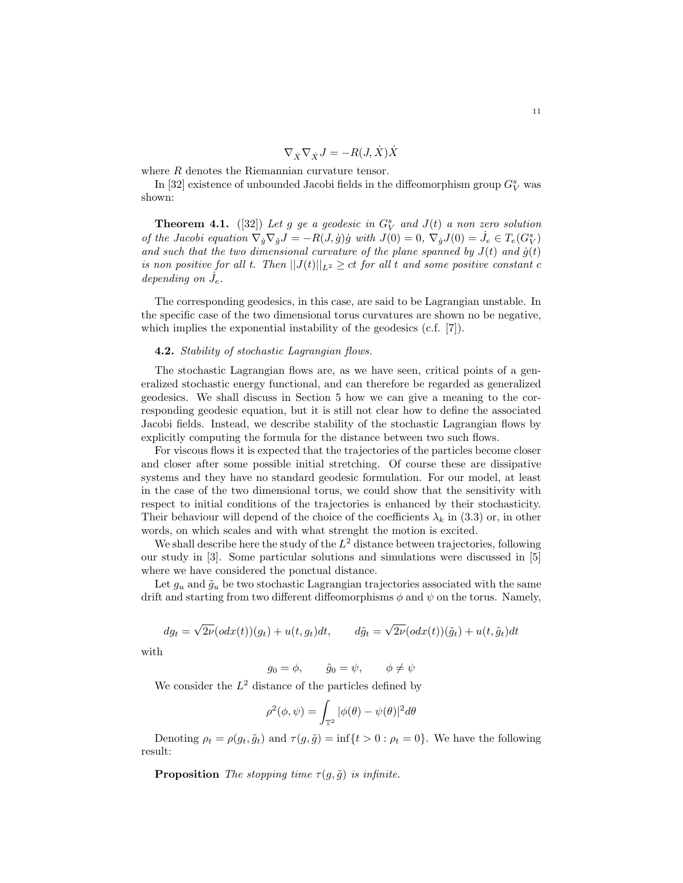$$\nabla_{\dot{X}}\nabla_{\dot{X}}J = -R(J,\dot{X})\dot{X}$$

where $R$ denotes the Riemannian curvature tensor.

In [32] existence of unbounded Jacobi fields in the diffeomorphism group $G_V^s$ was shown:

**Theorem 4.1.** ([32]) *Let $g$ ge a geodesic in $G_V^s$ and $J(t)$ a non zero solution of the Jacobi equation $\nabla_{\dot{g}}\nabla_{\dot{g}}J = -R(J,\dot{g})\dot{g}$ with $J(0) = 0$, $\nabla_{\dot{g}}J(0) = \dot{J}_e \in T_e(G_V^s)$ and such that the two dimensional curvature of the plane spanned by $J(t)$ and $\dot{g}(t)$ is non positive for all $t$. Then $||J(t)||_{L^2} \geq ct$ for all $t$ and some positive constant $c$ depending on $\dot{J}_e$.*

The corresponding geodesics, in this case, are said to be Lagrangian unstable. In the specific case of the two dimensional torus curvatures are shown no be negative, which implies the exponential instability of the geodesics (c.f. [7]).

**4.2.** *Stability of stochastic Lagrangian flows.*

The stochastic Lagrangian flows are, as we have seen, critical points of a generalized stochastic energy functional, and can therefore be regarded as generalized geodesics. We shall discuss in Section 5 how we can give a meaning to the corresponding geodesic equation, but it is still not clear how to define the associated Jacobi fields. Instead, we describe stability of the stochastic Lagrangian flows by explicitly computing the formula for the distance between two such flows.

For viscous flows it is expected that the trajectories of the particles become closer and closer after some possible initial stretching. Of course these are dissipative systems and they have no standard geodesic formulation. For our model, at least in the case of the two dimensional torus, we could show that the sensitivity with respect to initial conditions of the trajectories is enhanced by their stochasticity. Their behaviour will depend of the choice of the coefficients $\lambda_k$ in (3.3) or, in other words, on which scales and with what strenght the motion is excited.

We shall describe here the study of the $L^2$ distance between trajectories, following our study in [3]. Some particular solutions and simulations were discussed in [5] where we have considered the ponctual distance.

Let $g_u$ and $\tilde{g}_u$ be two stochastic Lagrangian trajectories associated with the same drift and starting from two different diffeomorphisms $\phi$ and $\psi$ on the torus. Namely,

$$dg_t = \sqrt{2\nu}(odx(t))(g_t) + u(t,g_t)dt, \qquad d\tilde{g}_t = \sqrt{2\nu}(odx(t))(\tilde{g}_t) + u(t,\tilde{g}_t)dt$$

with

$$g_0 = \phi, \qquad \tilde{g}_0 = \psi, \qquad \phi \neq \psi$$

We consider the $L^2$ distance of the particles defined by

$$\rho^2(\phi,\psi) = \int_{\mathbb{T}^2} |\phi(\theta) - \psi(\theta)|^2 d\theta$$

Denoting $\rho_t = \rho(g_t,\tilde{g}_t)$ and $\tau(g,\tilde{g}) = \inf\{t > 0 : \rho_t = 0\}$. We have the following result:

**Proposition** *The stopping time $\tau(g,\tilde{g})$ is infinite.*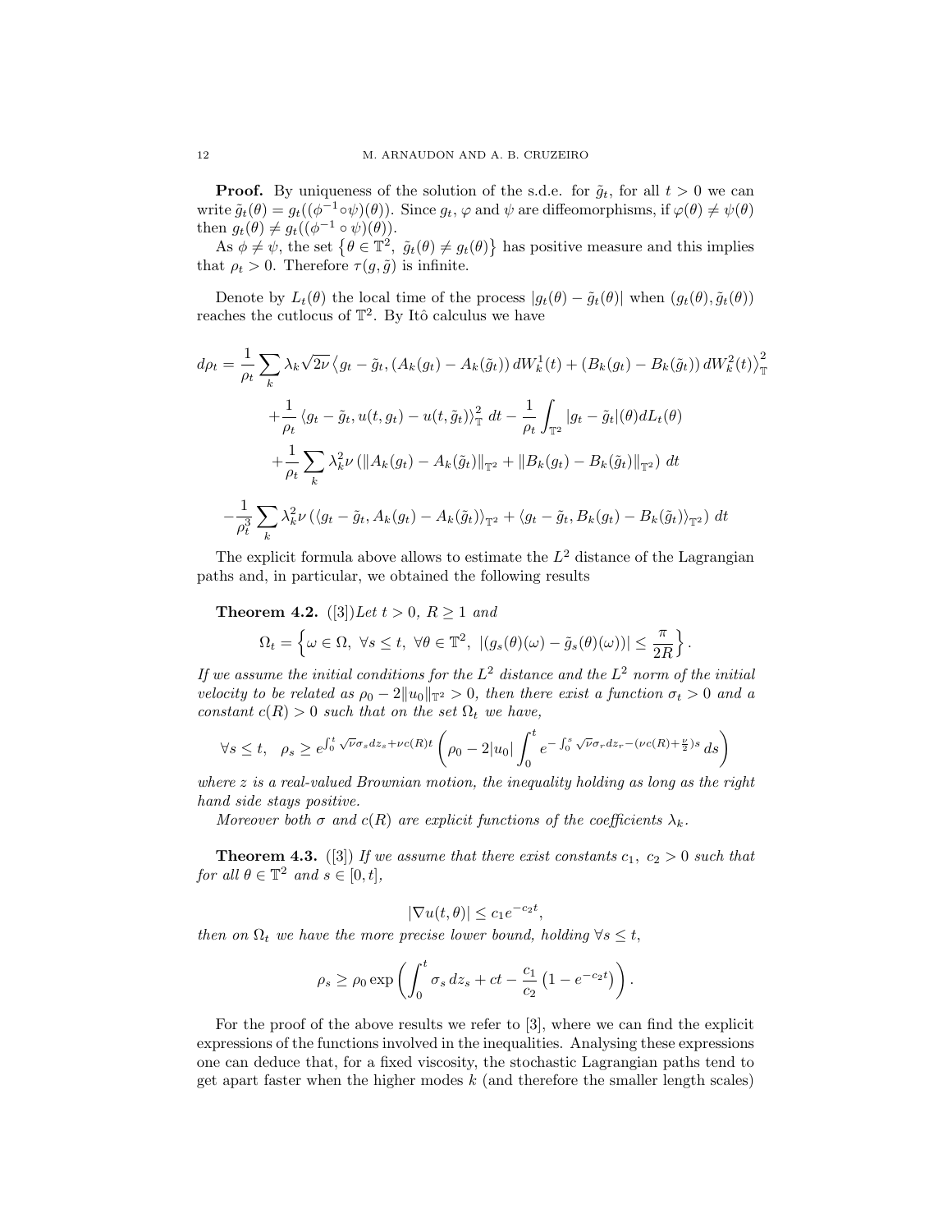**Proof.** By uniqueness of the solution of the s.d.e. for $\tilde{g}_t$, for all $t>0$ we can write $\tilde{g}_t(\theta) = g_t((\phi^{-1}\circ\psi)(\theta))$. Since $g_t$, $\varphi$ and $\psi$ are diffeomorphisms, if $\varphi(\theta)\neq\psi(\theta)$ then $g_t(\theta)\neq g_t((\phi^{-1}\circ\psi)(\theta))$.

As $\phi\neq\psi$, the set $\left\{\theta\in\mathbb{T}^2,\ \tilde{g}_t(\theta)\neq g_t(\theta)\right\}$ has positive measure and this implies that $\rho_t>0$. Therefore $\tau(g,\tilde{g})$ is infinite.

Denote by $L_t(\theta)$ the local time of the process $|g_t(\theta)-\tilde{g}_t(\theta)|$ when $(g_t(\theta),\tilde{g}_t(\theta))$ reaches the cutlocus of $\mathbb{T}^2$. By Itô calculus we have

$$
\begin{aligned}
d\rho_t = \frac{1}{\rho_t}\sum_k \lambda_k\sqrt{2\nu}\left\langle g_t-\tilde{g}_t,(A_k(g_t)-A_k(\tilde{g}_t))\,dW_k^1(t)+(B_k(g_t)-B_k(\tilde{g}_t))\,dW_k^2(t)\right\rangle_{\mathbb{T}}^2 \\
+\frac{1}{\rho_t}\left\langle g_t-\tilde{g}_t,u(t,g_t)-u(t,\tilde{g}_t)\right\rangle_{\mathbb{T}}^2\,dt-\frac{1}{\rho_t}\int_{\mathbb{T}^2}|g_t-\tilde{g}_t|(\theta)dL_t(\theta) \\
+\frac{1}{\rho_t}\sum_k\lambda_k^2\nu\left(\|A_k(g_t)-A_k(\tilde{g}_t)\|_{\mathbb{T}^2}+\|B_k(g_t)-B_k(\tilde{g}_t)\|_{\mathbb{T}^2}\right)\,dt \\
-\frac{1}{\rho_t^3}\sum_k\lambda_k^2\nu\left(\langle g_t-\tilde{g}_t,A_k(g_t)-A_k(\tilde{g}_t)\rangle_{\mathbb{T}^2}+\langle g_t-\tilde{g}_t,B_k(g_t)-B_k(\tilde{g}_t)\rangle_{\mathbb{T}^2}\right)\,dt
\end{aligned}
$$

The explicit formula above allows to estimate the $L^2$ distance of the Lagrangian paths and, in particular, we obtained the following results

**Theorem 4.2.** ([3]) *Let $t>0$, $R\geq 1$ and*

$$
\Omega_t=\left\{\omega\in\Omega,\ \forall s\leq t,\ \forall\theta\in\mathbb{T}^2,\ |(g_s(\theta)(\omega)-\tilde{g}_s(\theta)(\omega))|\leq\frac{\pi}{2R}\right\}.
$$

*If we assume the initial conditions for the $L^2$ distance and the $L^2$ norm of the initial velocity to be related as $\rho_0-2\|u_0\|_{\mathbb{T}^2}>0$, then there exist a function $\sigma_t>0$ and a constant $c(R)>0$ such that on the set $\Omega_t$ we have,*

$$
\forall s\leq t,\quad \rho_s\geq e^{\int_0^t\sqrt{\nu}\sigma_s dz_s+\nu c(R)t}\left(\rho_0-2|u_0|\int_0^t e^{-\int_0^s\sqrt{\nu}\sigma_r dz_r-(\nu c(R)+\frac{\nu}{2})s}\,ds\right)
$$

*where $z$ is a real-valued Brownian motion, the inequality holding as long as the right hand side stays positive.*

*Moreover both $\sigma$ and $c(R)$ are explicit functions of the coefficients $\lambda_k$.*

**Theorem 4.3.** ([3]) *If we assume that there exist constants $c_1,\ c_2>0$ such that for all $\theta\in\mathbb{T}^2$ and $s\in[0,t]$,*

$$
|\nabla u(t,\theta)|\leq c_1e^{-c_2t},
$$

*then on $\Omega_t$ we have the more precise lower bound, holding $\forall s\leq t$,*

$$
\rho_s\geq\rho_0\exp\left(\int_0^t\sigma_s\,dz_s+ct-\frac{c_1}{c_2}\left(1-e^{-c_2t}\right)\right).
$$

For the proof of the above results we refer to [3], where we can find the explicit expressions of the functions involved in the inequalities. Analysing these expressions one can deduce that, for a fixed viscosity, the stochastic Lagrangian paths tend to get apart faster when the higher modes $k$ (and therefore the smaller length scales)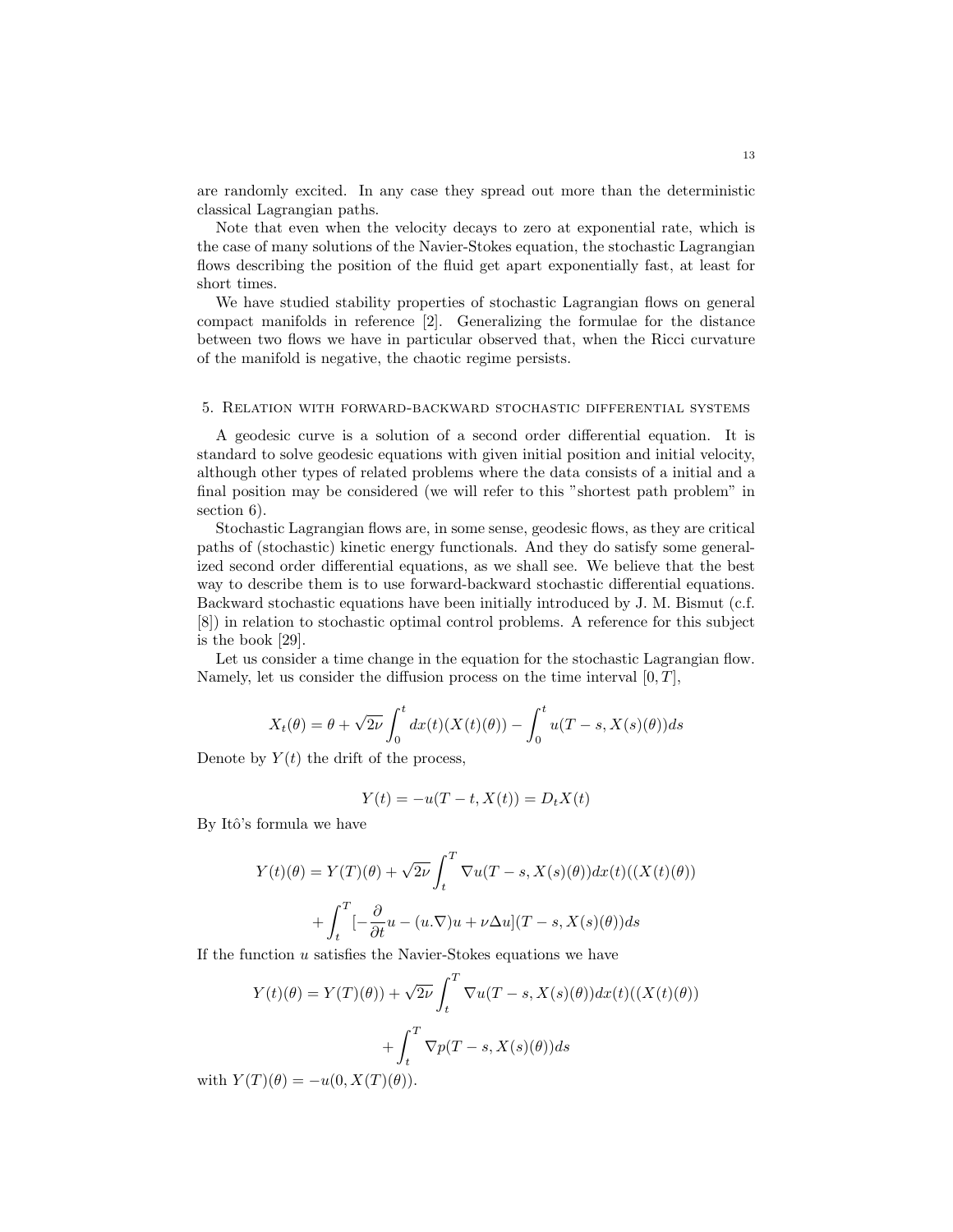are randomly excited. In any case they spread out more than the deterministic classical Lagrangian paths.

Note that even when the velocity decays to zero at exponential rate, which is the case of many solutions of the Navier-Stokes equation, the stochastic Lagrangian flows describing the position of the fluid get apart exponentially fast, at least for short times.

We have studied stability properties of stochastic Lagrangian flows on general compact manifolds in reference [2]. Generalizing the formulae for the distance between two flows we have in particular observed that, when the Ricci curvature of the manifold is negative, the chaotic regime persists.

## 5. Relation with forward-backward stochastic differential systems

A geodesic curve is a solution of a second order differential equation. It is standard to solve geodesic equations with given initial position and initial velocity, although other types of related problems where the data consists of a initial and a final position may be considered (we will refer to this "shortest path problem" in section 6).

Stochastic Lagrangian flows are, in some sense, geodesic flows, as they are critical paths of (stochastic) kinetic energy functionals. And they do satisfy some generalized second order differential equations, as we shall see. We believe that the best way to describe them is to use forward-backward stochastic differential equations. Backward stochastic equations have been initially introduced by J. M. Bismut (c.f. [8]) in relation to stochastic optimal control problems. A reference for this subject is the book [29].

Let us consider a time change in the equation for the stochastic Lagrangian flow. Namely, let us consider the diffusion process on the time interval $[0,T]$,

$$X_t(\theta) = \theta + \sqrt{2\nu}\int_0^t dx(t)(X(t)(\theta)) - \int_0^t u(T-s, X(s)(\theta))ds$$

Denote by $Y(t)$ the drift of the process,

$$Y(t) = -u(T-t, X(t)) = D_t X(t)$$

By Itô's formula we have

$$Y(t)(\theta) = Y(T)(\theta) + \sqrt{2\nu}\int_t^T \nabla u(T-s, X(s)(\theta))dx(t)((X(t)(\theta))$$

$$+ \int_t^T [-\frac{\partial}{\partial t}u - (u.\nabla)u + \nu\Delta u](T-s, X(s)(\theta))ds$$

If the function $u$ satisfies the Navier-Stokes equations we have

$$Y(t)(\theta) = Y(T)(\theta)) + \sqrt{2\nu}\int_t^T \nabla u(T-s, X(s)(\theta))dx(t)((X(t)(\theta))$$

$$+ \int_t^T \nabla p(T-s, X(s)(\theta))ds$$

with $Y(T)(\theta) = -u(0, X(T)(\theta))$.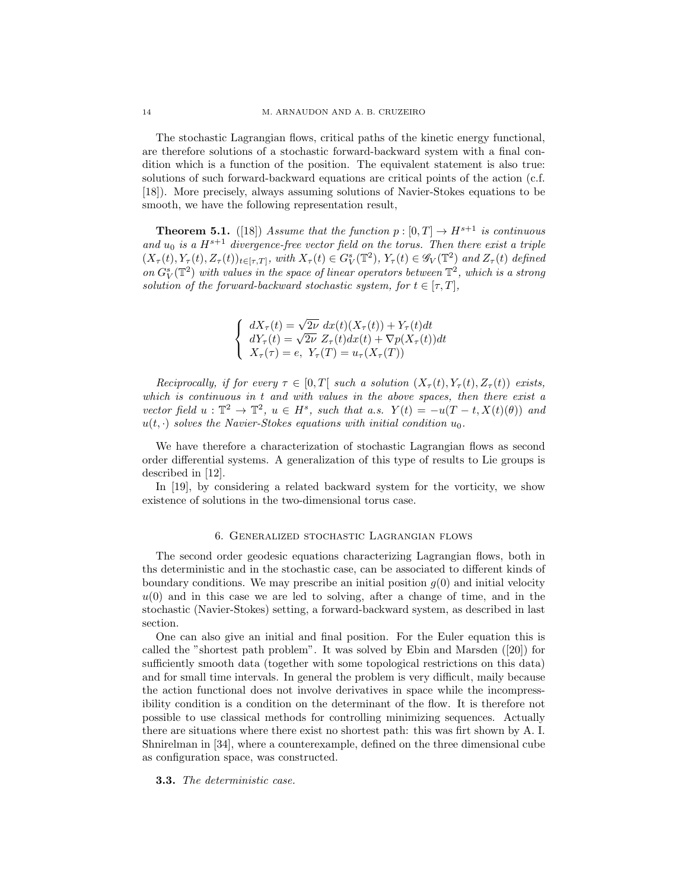The stochastic Lagrangian flows, critical paths of the kinetic energy functional, are therefore solutions of a stochastic forward-backward system with a final condition which is a function of the position. The equivalent statement is also true: solutions of such forward-backward equations are critical points of the action (c.f. [18]). More precisely, always assuming solutions of Navier-Stokes equations to be smooth, we have the following representation result,

**Theorem 5.1.** ([18]) *Assume that the function $p : [0,T] \to H^{s+1}$ is continuous and $u_0$ is a $H^{s+1}$ divergence-free vector field on the torus. Then there exist a triple $(X_\tau(t), Y_\tau(t), Z_\tau(t))_{t\in[\tau,T]}$, with $X_\tau(t) \in G^s_V(\mathbb{T}^2)$, $Y_\tau(t) \in \mathscr{G}_V(\mathbb{T}^2)$ and $Z_\tau(t)$ defined on $G^s_V(\mathbb{T}^2)$ with values in the space of linear operators between $\mathbb{T}^2$, which is a strong solution of the forward-backward stochastic system, for $t \in [\tau, T]$,*

$$\begin{cases} dX_\tau(t) = \sqrt{2\nu}\ dx(t)(X_\tau(t)) + Y_\tau(t)dt \\ dY_\tau(t) = \sqrt{2\nu}\ Z_\tau(t)dx(t) + \nabla p(X_\tau(t))dt \\ X_\tau(\tau) = e,\ Y_\tau(T) = u_\tau(X_\tau(T)) \end{cases}$$

*Reciprocally, if for every $\tau \in [0, T[$ such a solution $(X_\tau(t), Y_\tau(t), Z_\tau(t))$ exists, which is continuous in $t$ and with values in the above spaces, then there exist a vector field $u : \mathbb{T}^2 \to \mathbb{T}^2$, $u \in H^s$, such that a.s. $Y(t) = -u(T-t, X(t)(\theta))$ and $u(t,\cdot)$ solves the Navier-Stokes equations with initial condition $u_0$.*

We have therefore a characterization of stochastic Lagrangian flows as second order differential systems. A generalization of this type of results to Lie groups is described in [12].

In [19], by considering a related backward system for the vorticity, we show existence of solutions in the two-dimensional torus case.

## 6. Generalized stochastic Lagrangian flows

The second order geodesic equations characterizing Lagrangian flows, both in ths deterministic and in the stochastic case, can be associated to different kinds of boundary conditions. We may prescribe an initial position $g(0)$ and initial velocity $u(0)$ and in this case we are led to solving, after a change of time, and in the stochastic (Navier-Stokes) setting, a forward-backward system, as described in last section.

One can also give an initial and final position. For the Euler equation this is called the "shortest path problem". It was solved by Ebin and Marsden ([20]) for sufficiently smooth data (together with some topological restrictions on this data) and for small time intervals. In general the problem is very difficult, maily because the action functional does not involve derivatives in space while the incompressibility condition is a condition on the determinant of the flow. It is therefore not possible to use classical methods for controlling minimizing sequences. Actually there are situations where there exist no shortest path: this was firt shown by A. I. Shnirelman in [34], where a counterexample, defined on the three dimensional cube as configuration space, was constructed.

**3.3.** *The deterministic case.*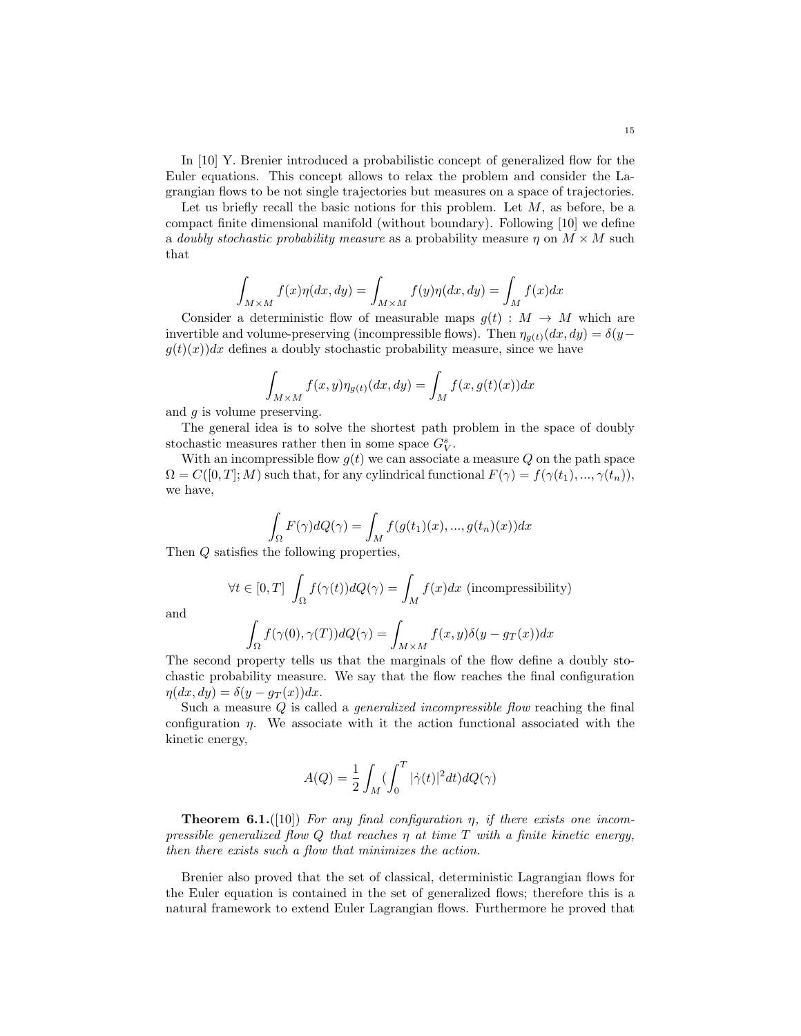In [10] Y. Brenier introduced a probabilistic concept of generalized flow for the Euler equations. This concept allows to relax the problem and consider the Lagrangian flows to be not single trajectories but measures on a space of trajectories.

Let us briefly recall the basic notions for this problem. Let $M$, as before, be a compact finite dimensional manifold (without boundary). Following [10] we define a *doubly stochastic probability measure* as a probability measure $\eta$ on $M \times M$ such that

$$\int_{M\times M} f(x)\eta(dx,dy) = \int_{M\times M} f(y)\eta(dx,dy) = \int_M f(x)dx$$

Consider a deterministic flow of measurable maps $g(t) : M \to M$ which are invertible and volume-preserving (incompressible flows). Then $\eta_{g(t)}(dx,dy) = \delta(y - g(t)(x))dx$ defines a doubly stochastic probability measure, since we have

$$\int_{M\times M} f(x,y)\eta_{g(t)}(dx,dy) = \int_M f(x,g(t)(x))dx$$

and $g$ is volume preserving.

The general idea is to solve the shortest path problem in the space of doubly stochastic measures rather then in some space $G^s_V$.

With an incompressible flow $g(t)$ we can associate a measure $Q$ on the path space $\Omega = C([0,T];M)$ such that, for any cylindrical functional $F(\gamma) = f(\gamma(t_1),...,\gamma(t_n))$, we have,

$$\int_\Omega F(\gamma)dQ(\gamma) = \int_M f(g(t_1)(x),...,g(t_n)(x))dx$$

Then $Q$ satisfies the following properties,

$$\forall t \in [0,T] \ \int_\Omega f(\gamma(t))dQ(\gamma) = \int_M f(x)dx \text{ (incompressibility)}$$

and

$$\int_\Omega f(\gamma(0),\gamma(T))dQ(\gamma) = \int_{M\times M} f(x,y)\delta(y - g_T(x))dx$$

The second property tells us that the marginals of the flow define a doubly stochastic probability measure. We say that the flow reaches the final configuration $\eta(dx,dy) = \delta(y - g_T(x))dx$.

Such a measure $Q$ is called a *generalized incompressible flow* reaching the final configuration $\eta$. We associate with it the action functional associated with the kinetic energy,

$$A(Q) = \frac{1}{2}\int_M (\int_0^T |\dot{\gamma}(t)|^2 dt)dQ(\gamma)$$

**Theorem 6.1.**([10]) *For any final configuration $\eta$, if there exists one incompressible generalized flow $Q$ that reaches $\eta$ at time $T$ with a finite kinetic energy, then there exists such a flow that minimizes the action.*

Brenier also proved that the set of classical, deterministic Lagrangian flows for the Euler equation is contained in the set of generalized flows; therefore this is a natural framework to extend Euler Lagrangian flows. Furthermore he proved that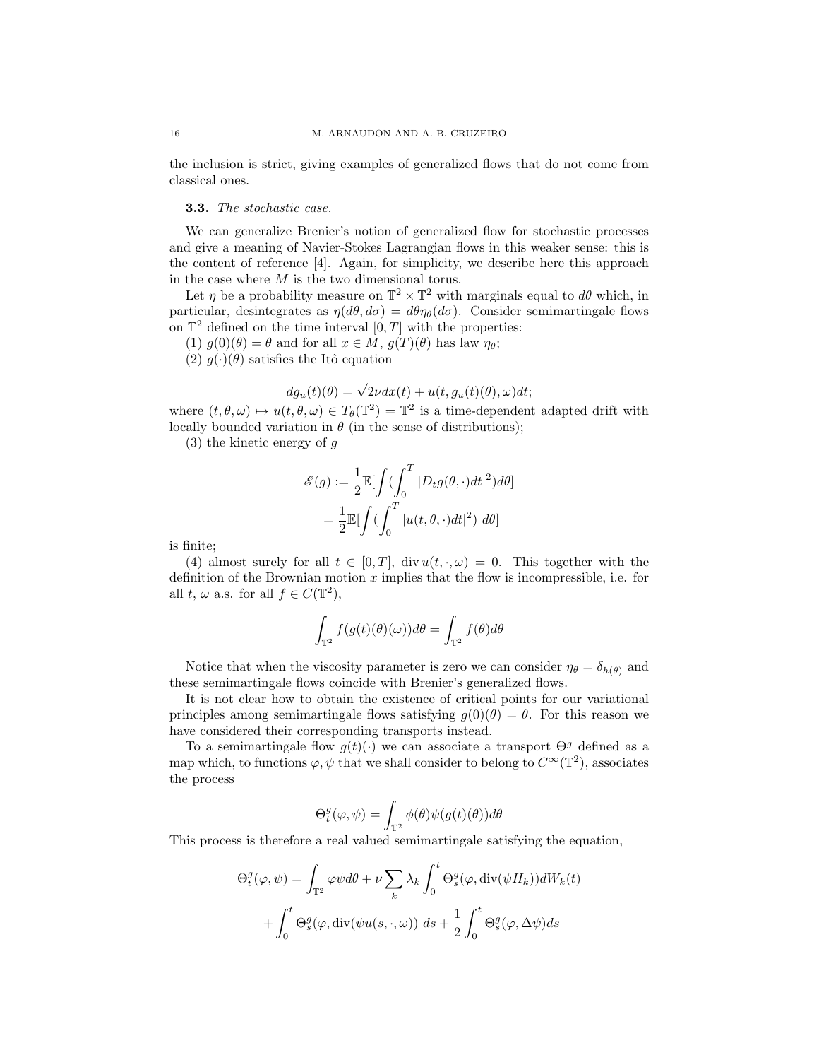the inclusion is strict, giving examples of generalized flows that do not come from classical ones.

### 3.3. *The stochastic case.*

We can generalize Brenier's notion of generalized flow for stochastic processes and give a meaning of Navier-Stokes Lagrangian flows in this weaker sense: this is the content of reference [4]. Again, for simplicity, we describe here this approach in the case where $M$ is the two dimensional torus.

Let $\eta$ be a probability measure on $\mathbb{T}^2 \times \mathbb{T}^2$ with marginals equal to $d\theta$ which, in particular, desintegrates as $\eta(d\theta, d\sigma) = d\theta \eta_\theta(d\sigma)$. Consider semimartingale flows on $\mathbb{T}^2$ defined on the time interval $[0, T]$ with the properties:

(1) $g(0)(\theta) = \theta$ and for all $x \in M$, $g(T)(\theta)$ has law $\eta_\theta$;

(2) $g(\cdot)(\theta)$ satisfies the Itô equation

$$dg_u(t)(\theta) = \sqrt{2\nu} dx(t) + u(t, g_u(t)(\theta), \omega)dt;$$

where $(t, \theta, \omega) \mapsto u(t, \theta, \omega) \in T_\theta(\mathbb{T}^2) = \mathbb{T}^2$ is a time-dependent adapted drift with locally bounded variation in $\theta$ (in the sense of distributions);

(3) the kinetic energy of $g$

$$\begin{aligned} \mathscr{E}(g) &:= \frac{1}{2}\mathbb{E}[\int (\int_0^T |D_t g(\theta, \cdot)dt|^2) d\theta] \\ &= \frac{1}{2}\mathbb{E}[\int (\int_0^T |u(t, \theta, \cdot)dt|^2) \ d\theta] \end{aligned}$$

is finite;

(4) almost surely for all $t \in [0, T]$, $\operatorname{div} u(t, \cdot, \omega) = 0$. This together with the definition of the Brownian motion $x$ implies that the flow is incompressible, i.e. for all $t$, $\omega$ a.s. for all $f \in C(\mathbb{T}^2)$,

$$\int_{\mathbb{T}^2} f(g(t)(\theta)(\omega))d\theta = \int_{\mathbb{T}^2} f(\theta)d\theta$$

Notice that when the viscosity parameter is zero we can consider $\eta_\theta = \delta_{h(\theta)}$ and these semimartingale flows coincide with Brenier's generalized flows.

It is not clear how to obtain the existence of critical points for our variational principles among semimartingale flows satisfying $g(0)(\theta) = \theta$. For this reason we have considered their corresponding transports instead.

To a semimartingale flow $g(t)(\cdot)$ we can associate a transport $\Theta^g$ defined as a map which, to functions $\varphi, \psi$ that we shall consider to belong to $C^\infty(\mathbb{T}^2)$, associates the process

$$\Theta_t^g(\varphi, \psi) = \int_{\mathbb{T}^2} \phi(\theta)\psi(g(t)(\theta))d\theta$$

This process is therefore a real valued semimartingale satisfying the equation,

$$\begin{aligned} \Theta_t^g(\varphi, \psi) &= \int_{\mathbb{T}^2} \varphi\psi d\theta + \nu \sum_k \lambda_k \int_0^t \Theta_s^g(\varphi, \operatorname{div}(\psi H_k))dW_k(t) \\ &+ \int_0^t \Theta_s^g(\varphi, \operatorname{div}(\psi u(s, \cdot, \omega)) \ ds + \frac{1}{2}\int_0^t \Theta_s^g(\varphi, \Delta\psi)ds \end{aligned}$$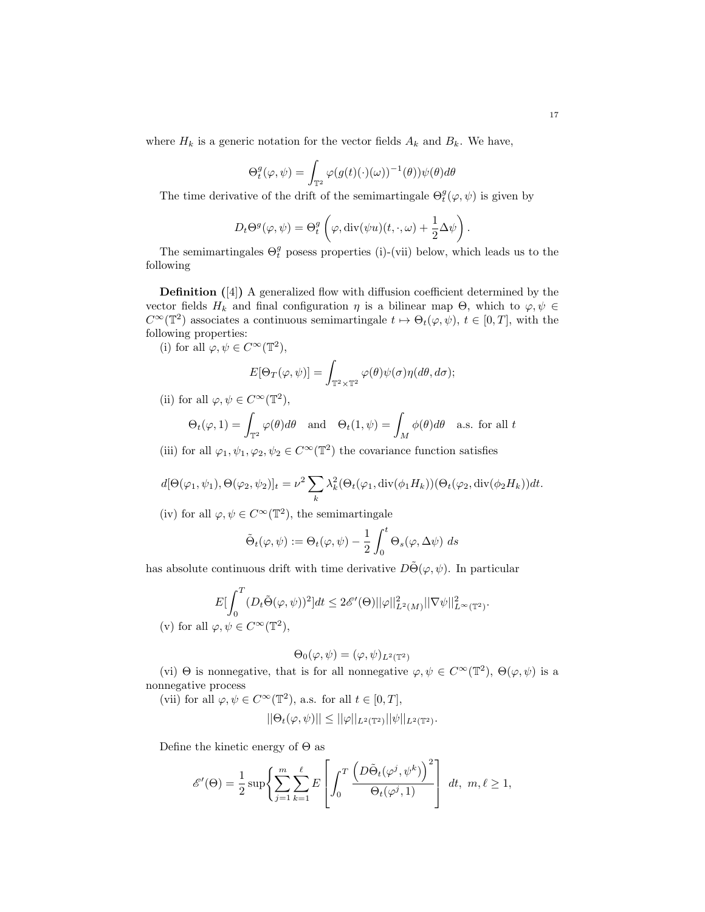where $H_k$ is a generic notation for the vector fields $A_k$ and $B_k$. We have,

$$\Theta_t^g(\varphi,\psi) = \int_{\mathbb{T}^2} \varphi(g(t)(\cdot)(\omega))^{-1}(\theta))\psi(\theta)d\theta$$

The time derivative of the drift of the semimartingale $\Theta_t^g(\varphi,\psi)$ is given by

$$D_t\Theta^g(\varphi,\psi) = \Theta_t^g\left(\varphi, \mathrm{div}(\psi u)(t,\cdot,\omega) + \frac{1}{2}\Delta\psi\right).$$

The semimartingales $\Theta_t^g$ posess properties (i)-(vii) below, which leads us to the following

**Definition ([4])** A generalized flow with diffusion coefficient determined by the vector fields $H_k$ and final configuration $\eta$ is a bilinear map $\Theta$, which to $\varphi,\psi \in C^\infty(\mathbb{T}^2)$ associates a continuous semimartingale $t \mapsto \Theta_t(\varphi,\psi)$, $t \in [0,T]$, with the following properties:

(i) for all $\varphi,\psi \in C^\infty(\mathbb{T}^2)$,

$$E[\Theta_T(\varphi,\psi)] = \int_{\mathbb{T}^2\times\mathbb{T}^2} \varphi(\theta)\psi(\sigma)\eta(d\theta,d\sigma);$$

(ii) for all $\varphi,\psi \in C^\infty(\mathbb{T}^2)$,

$$\Theta_t(\varphi,1) = \int_{\mathbb{T}^2}\varphi(\theta)d\theta \quad \text{and} \quad \Theta_t(1,\psi) = \int_M \phi(\theta)d\theta \quad \text{a.s. for all } t$$

(iii) for all $\varphi_1,\psi_1,\varphi_2,\psi_2 \in C^\infty(\mathbb{T}^2)$ the covariance function satisfies

$$d[\Theta(\varphi_1,\psi_1),\Theta(\varphi_2,\psi_2)]_t = \nu^2\sum_k \lambda_k^2(\Theta_t(\varphi_1,\mathrm{div}(\phi_1 H_k))(\Theta_t(\varphi_2,\mathrm{div}(\phi_2 H_k))dt.$$

(iv) for all $\varphi,\psi \in C^\infty(\mathbb{T}^2)$, the semimartingale

$$\tilde{\Theta}_t(\varphi,\psi) := \Theta_t(\varphi,\psi) - \frac{1}{2}\int_0^t \Theta_s(\varphi,\Delta\psi)\ ds$$

has absolute continuous drift with time derivative $D\tilde{\Theta}(\varphi,\psi)$. In particular

$$E[\int_0^T (D_t\tilde{\Theta}(\varphi,\psi))^2]dt \leq 2\mathscr{E}'(\Theta)||\varphi||^2_{L^2(M)}||\nabla\psi||^2_{L^\infty(\mathbb{T}^2)}.$$

(v) for all $\varphi,\psi \in C^\infty(\mathbb{T}^2)$,

$$\Theta_0(\varphi,\psi) = (\varphi,\psi)_{L^2(\mathbb{T}^2)}$$

(vi) $\Theta$ is nonnegative, that is for all nonnegative $\varphi,\psi \in C^\infty(\mathbb{T}^2)$, $\Theta(\varphi,\psi)$ is a nonnegative process

(vii) for all $\varphi,\psi \in C^\infty(\mathbb{T}^2)$, a.s. for all $t \in [0,T]$,

$$||\Theta_t(\varphi,\psi)|| \leq ||\varphi||_{L^2(\mathbb{T}^2)}||\psi||_{L^2(\mathbb{T}^2)}.$$

Define the kinetic energy of $\Theta$ as

$$\mathscr{E}'(\Theta) = \frac{1}{2}\sup\left\{\sum_{j=1}^m\sum_{k=1}^\ell E\left[\int_0^T \frac{\left(D\tilde{\Theta}_t(\varphi^j,\psi^k)\right)^2}{\Theta_t(\varphi^j,1)}\right]\ dt,\ m,\ell \geq 1,\right.$$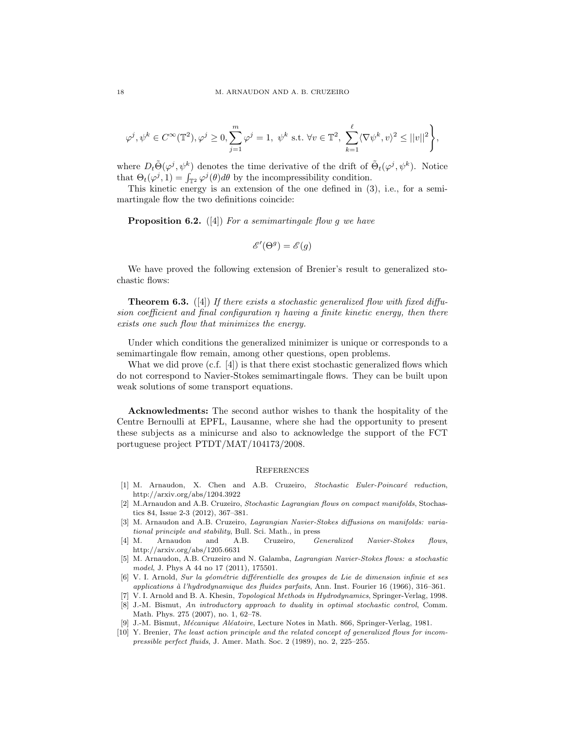$$\varphi^j, \psi^k \in C^\infty(\mathbb{T}^2), \varphi^j \geq 0, \sum_{j=1}^m \varphi^j = 1, \ \psi^k \text{ s.t. } \forall v \in \mathbb{T}^2, \ \sum_{k=1}^{\ell} \langle \nabla \psi^k, v \rangle^2 \leq ||v||^2 \Bigg\},$$

where $D_t \tilde{\Theta}(\varphi^j, \psi^k)$ denotes the time derivative of the drift of $\tilde{\Theta}_t(\varphi^j, \psi^k)$. Notice that $\Theta_t(\varphi^j, 1) = \int_{\mathbb{T}^2} \varphi^j(\theta) d\theta$ by the incompressibility condition.

This kinetic energy is an extension of the one defined in (3), i.e., for a semimartingale flow the two definitions coincide:

**Proposition 6.2.** ([4]) *For a semimartingale flow $g$ we have*

$$\mathscr{E}'(\Theta^g) = \mathscr{E}(g)$$

We have proved the following extension of Brenier's result to generalized stochastic flows:

**Theorem 6.3.** ([4]) *If there exists a stochastic generalized flow with fixed diffusion coefficient and final configuration $\eta$ having a finite kinetic energy, then there exists one such flow that minimizes the energy.*

Under which conditions the generalized minimizer is unique or corresponds to a semimartingale flow remain, among other questions, open problems.

What we did prove (c.f. [4]) is that there exist stochastic generalized flows which do not correspond to Navier-Stokes semimartingale flows. They can be built upon weak solutions of some transport equations.

**Acknowledments:** The second author wishes to thank the hospitality of the Centre Bernoulli at EPFL, Lausanne, where she had the opportunity to present these subjects as a minicurse and also to acknowledge the support of the FCT portuguese project PTDT/MAT/104173/2008.

## References

[1] M. Arnaudon, X. Chen and A.B. Cruzeiro, *Stochastic Euler-Poincaré reduction*, http://arxiv.org/abs/1204.3922

[2] M.Arnaudon and A.B. Cruzeiro, *Stochastic Lagrangian flows on compact manifolds*, Stochastics 84, Issue 2-3 (2012), 367–381.

[3] M. Arnaudon and A.B. Cruzeiro, *Lagrangian Navier-Stokes diffusions on manifolds: variational principle and stability*, Bull. Sci. Math., in press

[4] M. Arnaudon and A.B. Cruzeiro, *Generalized Navier-Stokes flows*, http://arxiv.org/abs/1205.6631

[5] M. Arnaudon, A.B. Cruzeiro and N. Galamba, *Lagrangian Navier-Stokes flows: a stochastic model*, J. Phys A 44 no 17 (2011), 175501.

[6] V. I. Arnold, *Sur la géométrie différentielle des groupes de Lie de dimension infinie et ses applications à l'hydrodynamique des fluides parfaits*, Ann. Inst. Fourier 16 (1966), 316–361.

[7] V. I. Arnold and B. A. Khesin, *Topological Methods in Hydrodynamics*, Springer-Verlag, 1998.

[8] J.-M. Bismut, *An introductory approach to duality in optimal stochastic control*, Comm. Math. Phys. 275 (2007), no. 1, 62–78.

[9] J.-M. Bismut, *Mécanique Aléatoire*, Lecture Notes in Math. 866, Springer-Verlag, 1981.

[10] Y. Brenier, *The least action principle and the related concept of generalized flows for incompressible perfect fluids*, J. Amer. Math. Soc. 2 (1989), no. 2, 225–255.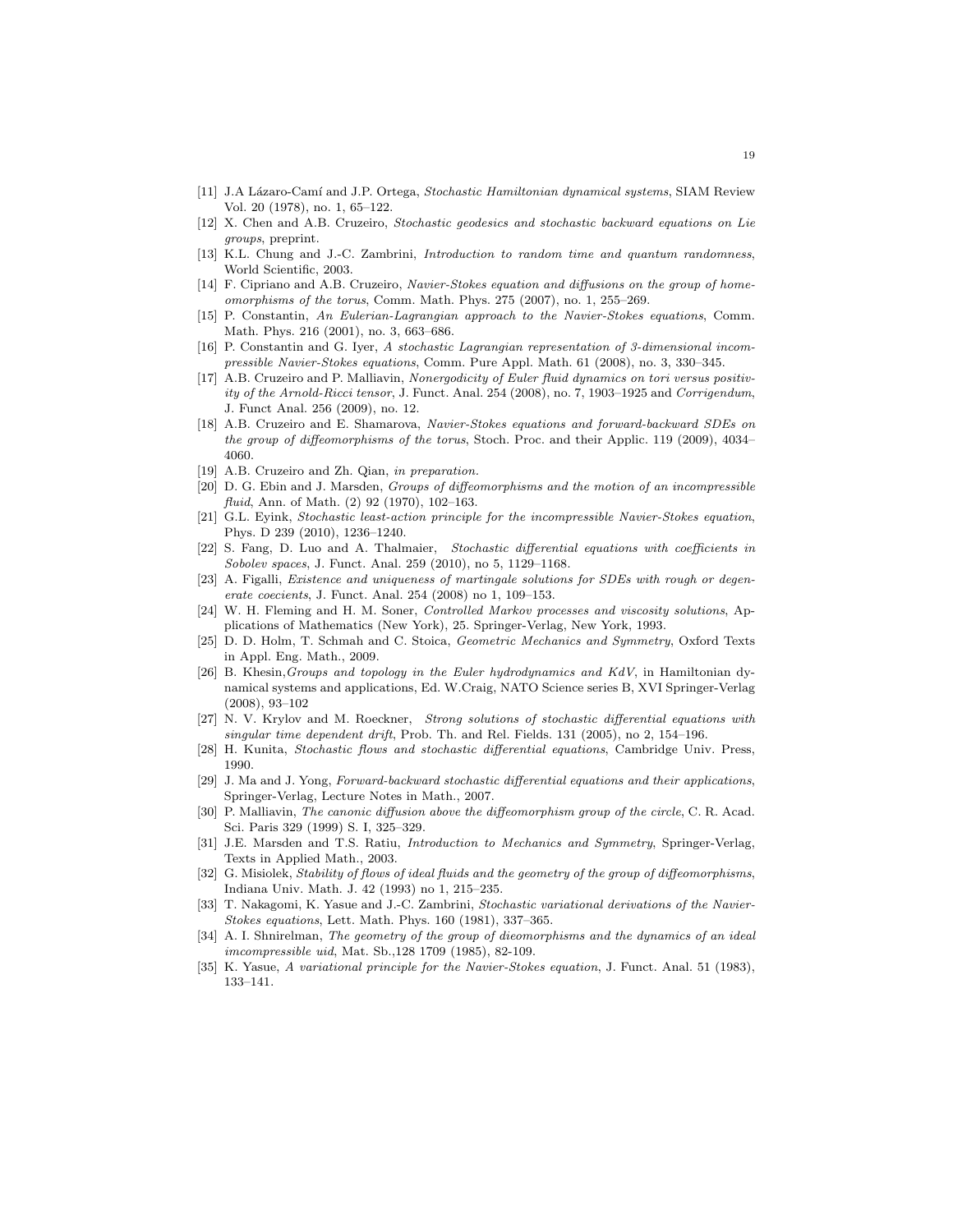[11] J.A Lázaro-Camí and J.P. Ortega, *Stochastic Hamiltonian dynamical systems*, SIAM Review Vol. 20 (1978), no. 1, 65–122.

[12] X. Chen and A.B. Cruzeiro, *Stochastic geodesics and stochastic backward equations on Lie groups*, preprint.

[13] K.L. Chung and J.-C. Zambrini, *Introduction to random time and quantum randomness*, World Scientific, 2003.

[14] F. Cipriano and A.B. Cruzeiro, *Navier-Stokes equation and diffusions on the group of homeomorphisms of the torus*, Comm. Math. Phys. 275 (2007), no. 1, 255–269.

[15] P. Constantin, *An Eulerian-Lagrangian approach to the Navier-Stokes equations*, Comm. Math. Phys. 216 (2001), no. 3, 663–686.

[16] P. Constantin and G. Iyer, *A stochastic Lagrangian representation of 3-dimensional incompressible Navier-Stokes equations*, Comm. Pure Appl. Math. 61 (2008), no. 3, 330–345.

[17] A.B. Cruzeiro and P. Malliavin, *Nonergodicity of Euler fluid dynamics on tori versus positivity of the Arnold-Ricci tensor*, J. Funct. Anal. 254 (2008), no. 7, 1903–1925 and *Corrigendum*, J. Funct Anal. 256 (2009), no. 12.

[18] A.B. Cruzeiro and E. Shamarova, *Navier-Stokes equations and forward-backward SDEs on the group of diffeomorphisms of the torus*, Stoch. Proc. and their Applic. 119 (2009), 4034–4060.

[19] A.B. Cruzeiro and Zh. Qian, *in preparation.*

[20] D. G. Ebin and J. Marsden, *Groups of diffeomorphisms and the motion of an incompressible fluid*, Ann. of Math. (2) 92 (1970), 102–163.

[21] G.L. Eyink, *Stochastic least-action principle for the incompressible Navier-Stokes equation*, Phys. D 239 (2010), 1236–1240.

[22] S. Fang, D. Luo and A. Thalmaier, *Stochastic differential equations with coefficients in Sobolev spaces*, J. Funct. Anal. 259 (2010), no 5, 1129–1168.

[23] A. Figalli, *Existence and uniqueness of martingale solutions for SDEs with rough or degenerate coecients*, J. Funct. Anal. 254 (2008) no 1, 109–153.

[24] W. H. Fleming and H. M. Soner, *Controlled Markov processes and viscosity solutions*, Applications of Mathematics (New York), 25. Springer-Verlag, New York, 1993.

[25] D. D. Holm, T. Schmah and C. Stoica, *Geometric Mechanics and Symmetry*, Oxford Texts in Appl. Eng. Math., 2009.

[26] B. Khesin,*Groups and topology in the Euler hydrodynamics and KdV*, in Hamiltonian dynamical systems and applications, Ed. W.Craig, NATO Science series B, XVI Springer-Verlag (2008), 93–102

[27] N. V. Krylov and M. Roeckner, *Strong solutions of stochastic differential equations with singular time dependent drift*, Prob. Th. and Rel. Fields. 131 (2005), no 2, 154–196.

[28] H. Kunita, *Stochastic flows and stochastic differential equations*, Cambridge Univ. Press, 1990.

[29] J. Ma and J. Yong, *Forward-backward stochastic differential equations and their applications*, Springer-Verlag, Lecture Notes in Math., 2007.

[30] P. Malliavin, *The canonic diffusion above the diffeomorphism group of the circle*, C. R. Acad. Sci. Paris 329 (1999) S. I, 325–329.

[31] J.E. Marsden and T.S. Ratiu, *Introduction to Mechanics and Symmetry*, Springer-Verlag, Texts in Applied Math., 2003.

[32] G. Misiolek, *Stability of flows of ideal fluids and the geometry of the group of diffeomorphisms*, Indiana Univ. Math. J. 42 (1993) no 1, 215–235.

[33] T. Nakagomi, K. Yasue and J.-C. Zambrini, *Stochastic variational derivations of the Navier-Stokes equations*, Lett. Math. Phys. 160 (1981), 337–365.

[34] A. I. Shnirelman, *The geometry of the group of dieomorphisms and the dynamics of an ideal imcompressible uid*, Mat. Sb.,128 1709 (1985), 82-109.

[35] K. Yasue, *A variational principle for the Navier-Stokes equation*, J. Funct. Anal. 51 (1983), 133–141.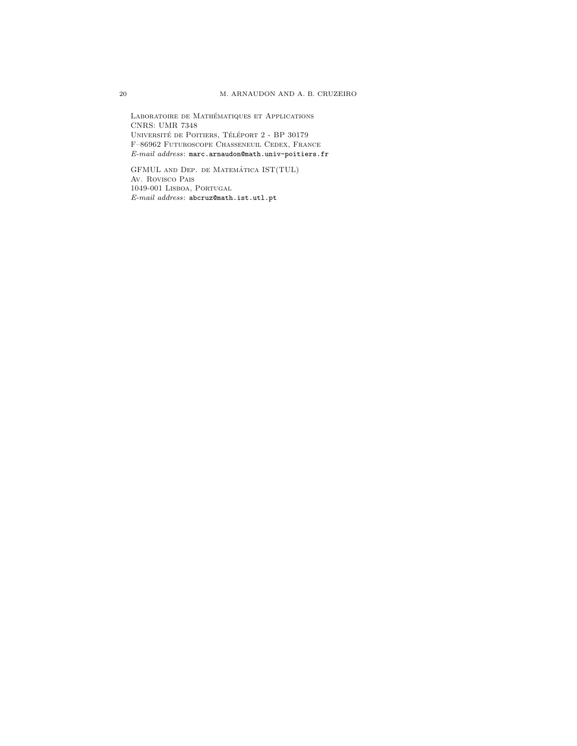Laboratoire de Mathématiques et Applications
CNRS: UMR 7348
Université de Poitiers, Téléport 2 - BP 30179
F–86962 Futuroscope Chasseneuil Cedex, France
*E-mail address*: marc.arnaudon@math.univ-poitiers.fr

GFMUL and Dep. de Matemática IST(TUL)
Av. Rovisco Pais
1049-001 Lisboa, Portugal
*E-mail address*: abcruz@math.ist.utl.pt